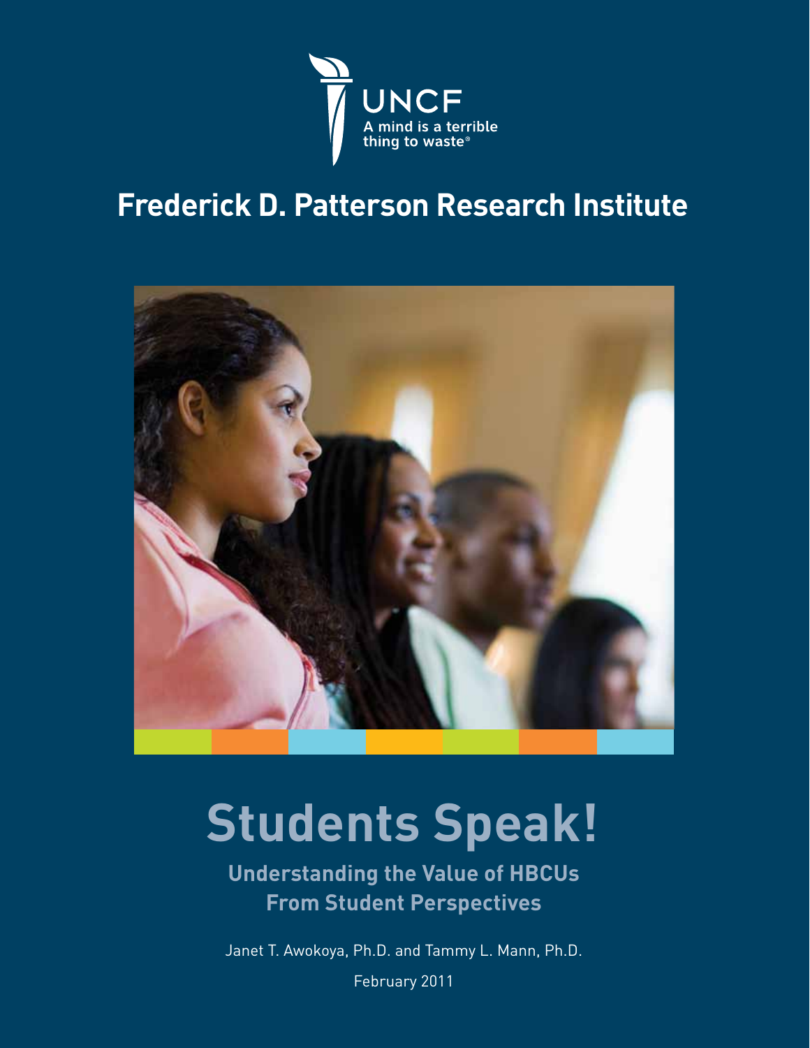UNCF

A mind is a terrible thing to waste®

## Frederick D. Patterson Research Institute

# Students Speak!

### Understanding the Value of HBCUs From Student Perspectives

Janet T. Awokoya, Ph.D. and Tammy L. Mann, Ph.D.

February 2011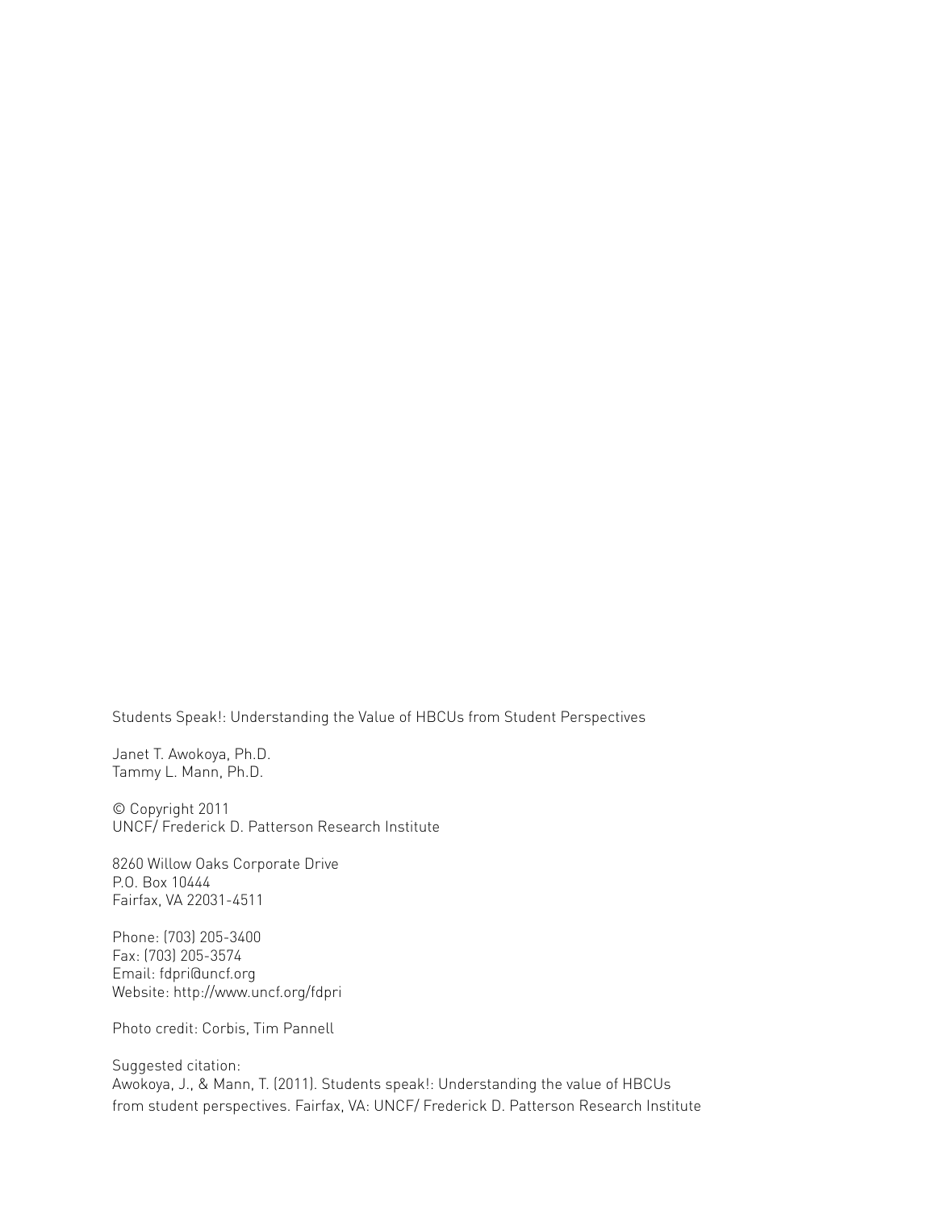Students Speak!: Understanding the Value of HBCUs from Student Perspectives

Janet T. Awokoya, Ph.D.
Tammy L. Mann, Ph.D.

© Copyright 2011
UNCF/ Frederick D. Patterson Research Institute

8260 Willow Oaks Corporate Drive
P.O. Box 10444
Fairfax, VA 22031-4511

Phone: (703) 205-3400
Fax: (703) 205-3574
Email: fdpri@uncf.org
Website: http://www.uncf.org/fdpri

Photo credit: Corbis, Tim Pannell

Suggested citation:
Awokoya, J., & Mann, T. (2011). Students speak!: Understanding the value of HBCUs from student perspectives. Fairfax, VA: UNCF/ Frederick D. Patterson Research Institute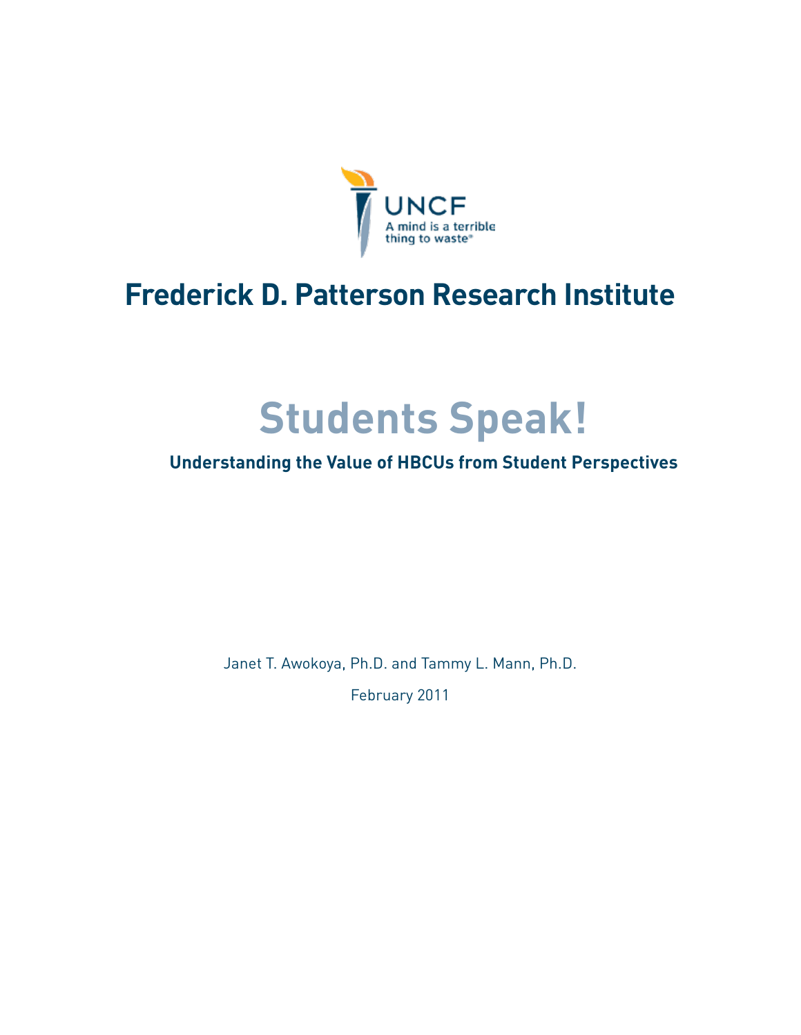UNCF

A mind is a terrible thing to waste®

# Frederick D. Patterson Research Institute

# Students Speak!

### Understanding the Value of HBCUs from Student Perspectives

Janet T. Awokoya, Ph.D. and Tammy L. Mann, Ph.D.

February 2011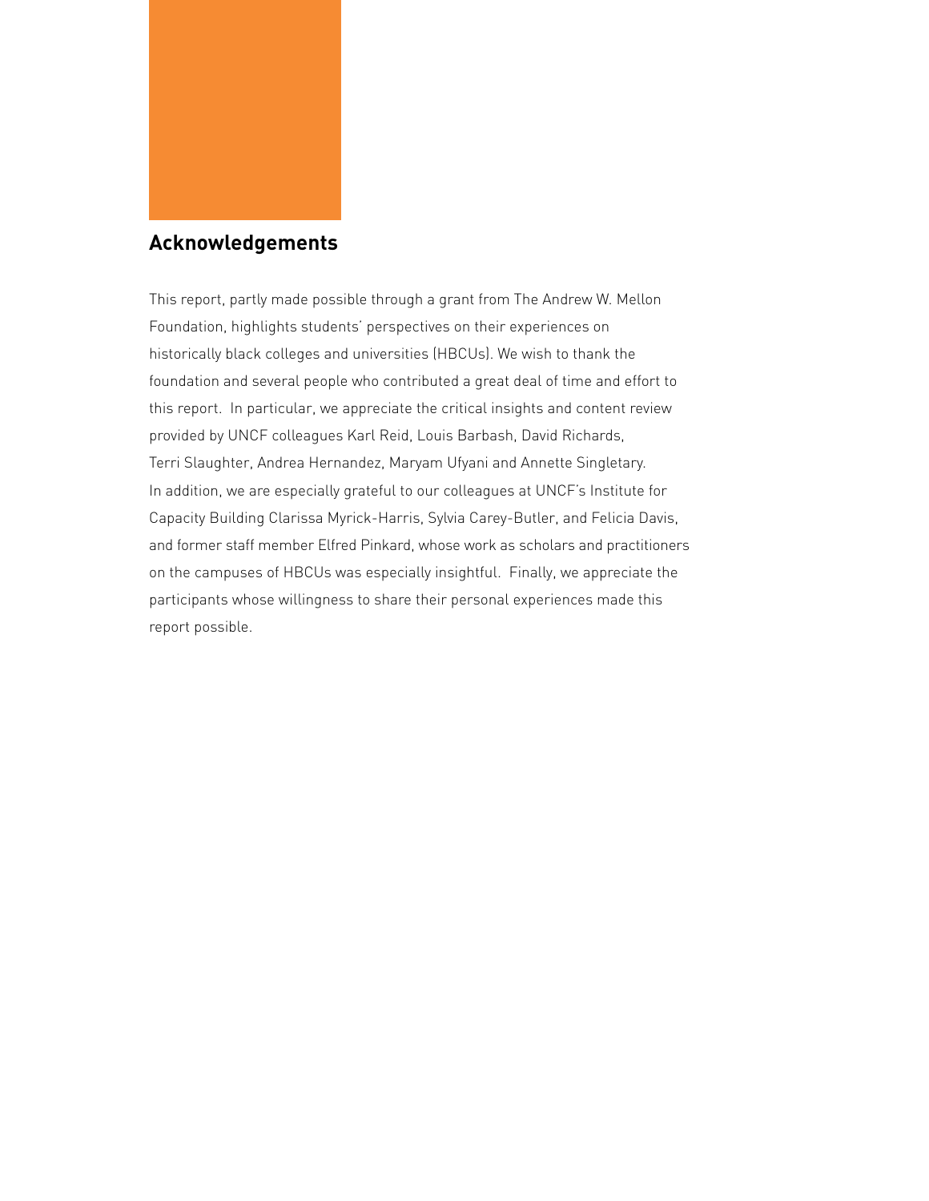## Acknowledgements

This report, partly made possible through a grant from The Andrew W. Mellon Foundation, highlights students' perspectives on their experiences on historically black colleges and universities (HBCUs). We wish to thank the foundation and several people who contributed a great deal of time and effort to this report. In particular, we appreciate the critical insights and content review provided by UNCF colleagues Karl Reid, Louis Barbash, David Richards, Terri Slaughter, Andrea Hernandez, Maryam Ufyani and Annette Singletary. In addition, we are especially grateful to our colleagues at UNCF's Institute for Capacity Building Clarissa Myrick-Harris, Sylvia Carey-Butler, and Felicia Davis, and former staff member Elfred Pinkard, whose work as scholars and practitioners on the campuses of HBCUs was especially insightful. Finally, we appreciate the participants whose willingness to share their personal experiences made this report possible.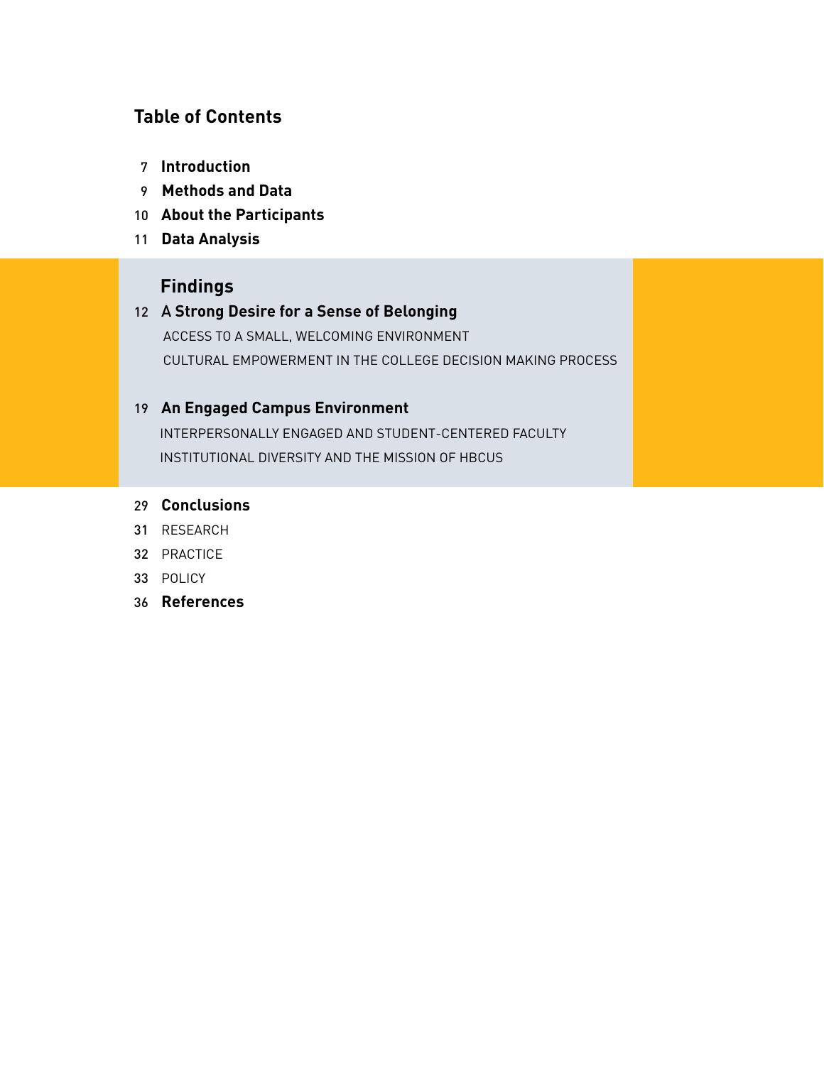# Table of Contents

7 **Introduction**

9 **Methods and Data**

10 **About the Participants**

11 **Data Analysis**

## Findings

12 **A Strong Desire for a Sense of Belonging**

ACCESS TO A SMALL, WELCOMING ENVIRONMENT

CULTURAL EMPOWERMENT IN THE COLLEGE DECISION MAKING PROCESS

19 **An Engaged Campus Environment**

INTERPERSONALLY ENGAGED AND STUDENT-CENTERED FACULTY

INSTITUTIONAL DIVERSITY AND THE MISSION OF HBCUS

29 **Conclusions**

31 RESEARCH

32 PRACTICE

33 POLICY

36 **References**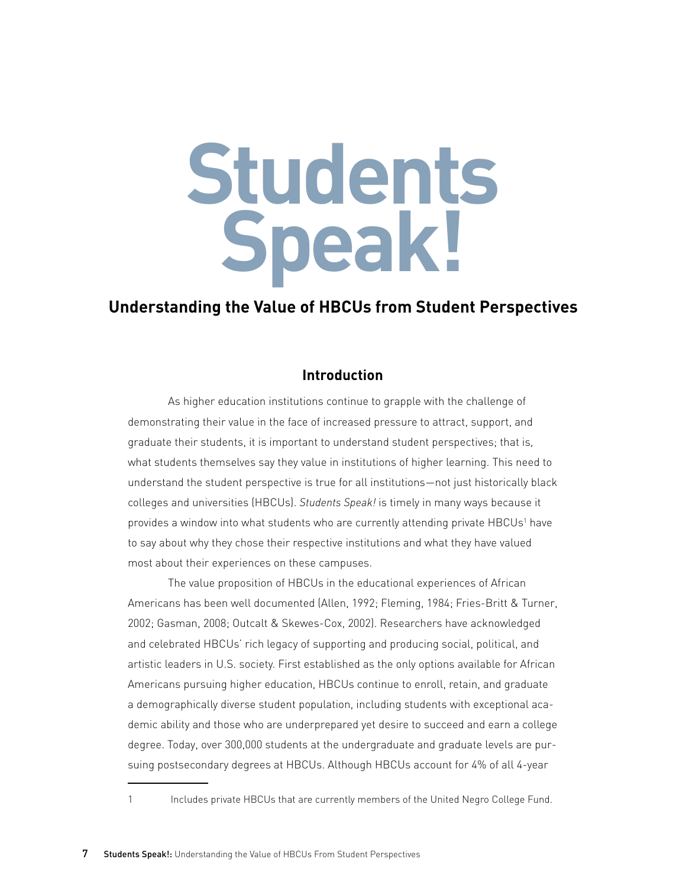# Students Speak!

## Understanding the Value of HBCUs from Student Perspectives

### Introduction

As higher education institutions continue to grapple with the challenge of demonstrating their value in the face of increased pressure to attract, support, and graduate their students, it is important to understand student perspectives; that is, what students themselves say they value in institutions of higher learning. This need to understand the student perspective is true for all institutions—not just historically black colleges and universities (HBCUs). *Students Speak!* is timely in many ways because it provides a window into what students who are currently attending private HBCUs[1] have to say about why they chose their respective institutions and what they have valued most about their experiences on these campuses.

The value proposition of HBCUs in the educational experiences of African Americans has been well documented (Allen, 1992; Fleming, 1984; Fries-Britt & Turner, 2002; Gasman, 2008; Outcalt & Skewes-Cox, 2002). Researchers have acknowledged and celebrated HBCUs' rich legacy of supporting and producing social, political, and artistic leaders in U.S. society. First established as the only options available for African Americans pursuing higher education, HBCUs continue to enroll, retain, and graduate a demographically diverse student population, including students with exceptional academic ability and those who are underprepared yet desire to succeed and earn a college degree. Today, over 300,000 students at the undergraduate and graduate levels are pursuing postsecondary degrees at HBCUs. Although HBCUs account for 4% of all 4-year

---

1 Includes private HBCUs that are currently members of the United Negro College Fund.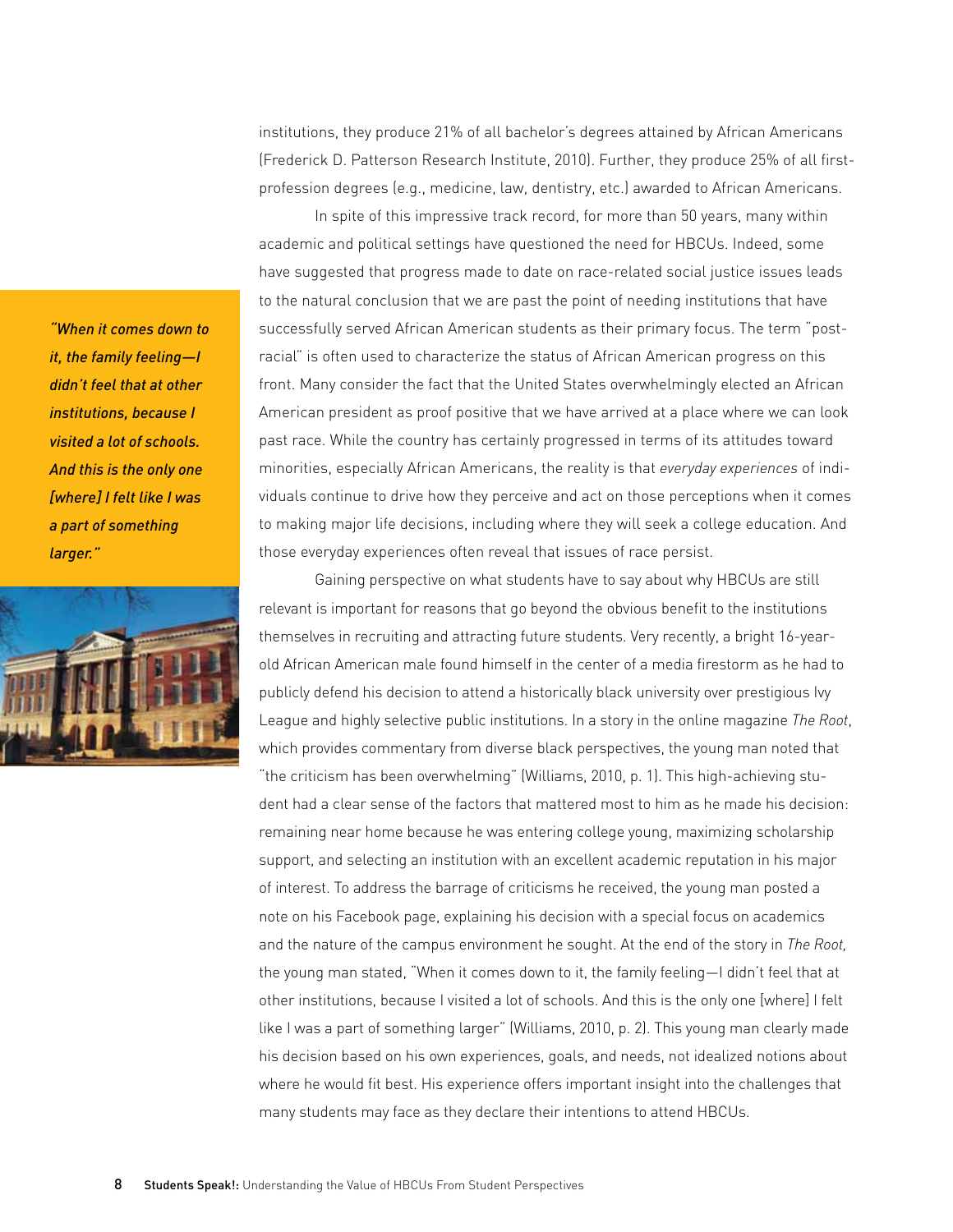institutions, they produce 21% of all bachelor's degrees attained by African Americans (Frederick D. Patterson Research Institute, 2010). Further, they produce 25% of all first-profession degrees (e.g., medicine, law, dentistry, etc.) awarded to African Americans.

In spite of this impressive track record, for more than 50 years, many within academic and political settings have questioned the need for HBCUs. Indeed, some have suggested that progress made to date on race-related social justice issues leads to the natural conclusion that we are past the point of needing institutions that have successfully served African American students as their primary focus. The term "post-racial" is often used to characterize the status of African American progress on this front. Many consider the fact that the United States overwhelmingly elected an African American president as proof positive that we have arrived at a place where we can look past race. While the country has certainly progressed in terms of its attitudes toward minorities, especially African Americans, the reality is that *everyday experiences* of individuals continue to drive how they perceive and act on those perceptions when it comes to making major life decisions, including where they will seek a college education. And those everyday experiences often reveal that issues of race persist.

*"When it comes down to it, the family feeling—I didn't feel that at other institutions, because I visited a lot of schools. And this is the only one [where] I felt like I was a part of something larger."*

Gaining perspective on what students have to say about why HBCUs are still relevant is important for reasons that go beyond the obvious benefit to the institutions themselves in recruiting and attracting future students. Very recently, a bright 16-year-old African American male found himself in the center of a media firestorm as he had to publicly defend his decision to attend a historically black university over prestigious Ivy League and highly selective public institutions. In a story in the online magazine *The Root*, which provides commentary from diverse black perspectives, the young man noted that "the criticism has been overwhelming" (Williams, 2010, p. 1). This high-achieving student had a clear sense of the factors that mattered most to him as he made his decision: remaining near home because he was entering college young, maximizing scholarship support, and selecting an institution with an excellent academic reputation in his major of interest. To address the barrage of criticisms he received, the young man posted a note on his Facebook page, explaining his decision with a special focus on academics and the nature of the campus environment he sought. At the end of the story in *The Root,* the young man stated, "When it comes down to it, the family feeling—I didn't feel that at other institutions, because I visited a lot of schools. And this is the only one [where] I felt like I was a part of something larger" (Williams, 2010, p. 2). This young man clearly made his decision based on his own experiences, goals, and needs, not idealized notions about where he would fit best. His experience offers important insight into the challenges that many students may face as they declare their intentions to attend HBCUs.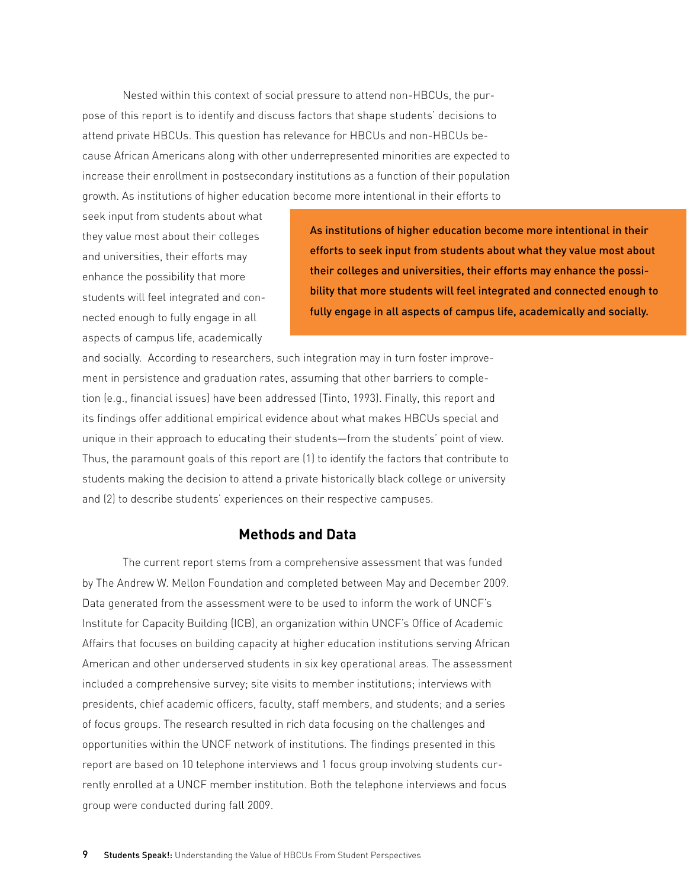Nested within this context of social pressure to attend non-HBCUs, the purpose of this report is to identify and discuss factors that shape students' decisions to attend private HBCUs. This question has relevance for HBCUs and non-HBCUs because African Americans along with other underrepresented minorities are expected to increase their enrollment in postsecondary institutions as a function of their population growth. As institutions of higher education become more intentional in their efforts to seek input from students about what they value most about their colleges and universities, their efforts may enhance the possibility that more students will feel integrated and connected enough to fully engage in all aspects of campus life, academically and socially. According to researchers, such integration may in turn foster improvement in persistence and graduation rates, assuming that other barriers to completion (e.g., financial issues) have been addressed (Tinto, 1993). Finally, this report and its findings offer additional empirical evidence about what makes HBCUs special and unique in their approach to educating their students—from the students' point of view. Thus, the paramount goals of this report are (1) to identify the factors that contribute to students making the decision to attend a private historically black college or university and (2) to describe students' experiences on their respective campuses.

**As institutions of higher education become more intentional in their efforts to seek input from students about what they value most about their colleges and universities, their efforts may enhance the possibility that more students will feel integrated and connected enough to fully engage in all aspects of campus life, academically and socially.**

## Methods and Data

The current report stems from a comprehensive assessment that was funded by The Andrew W. Mellon Foundation and completed between May and December 2009. Data generated from the assessment were to be used to inform the work of UNCF's Institute for Capacity Building (ICB), an organization within UNCF's Office of Academic Affairs that focuses on building capacity at higher education institutions serving African American and other underserved students in six key operational areas. The assessment included a comprehensive survey; site visits to member institutions; interviews with presidents, chief academic officers, faculty, staff members, and students; and a series of focus groups. The research resulted in rich data focusing on the challenges and opportunities within the UNCF network of institutions. The findings presented in this report are based on 10 telephone interviews and 1 focus group involving students currently enrolled at a UNCF member institution. Both the telephone interviews and focus group were conducted during fall 2009.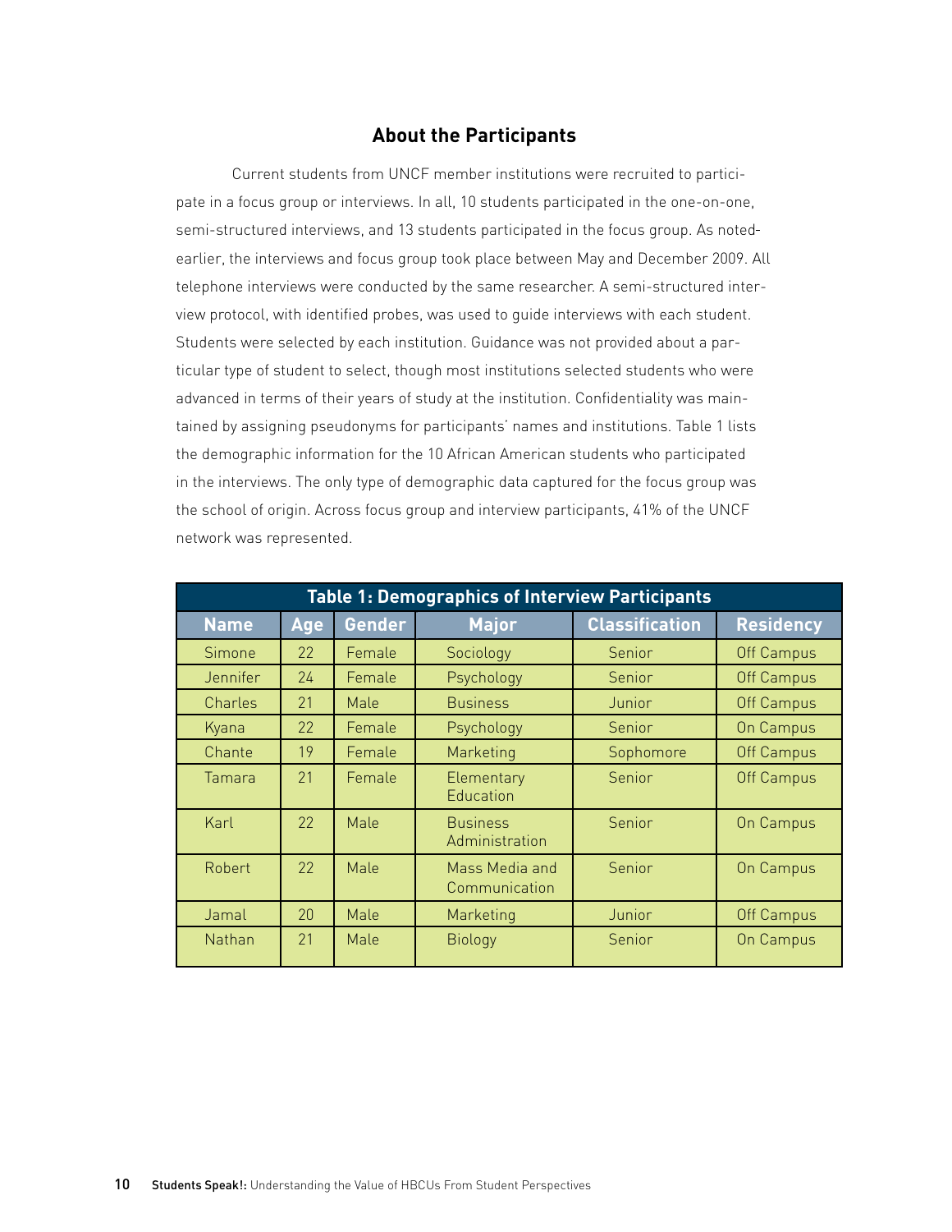## About the Participants

Current students from UNCF member institutions were recruited to participate in a focus group or interviews. In all, 10 students participated in the one-on-one, semi-structured interviews, and 13 students participated in the focus group. As noted earlier, the interviews and focus group took place between May and December 2009. All telephone interviews were conducted by the same researcher. A semi-structured interview protocol, with identified probes, was used to guide interviews with each student. Students were selected by each institution. Guidance was not provided about a particular type of student to select, though most institutions selected students who were advanced in terms of their years of study at the institution. Confidentiality was maintained by assigning pseudonyms for participants' names and institutions. Table 1 lists the demographic information for the 10 African American students who participated in the interviews. The only type of demographic data captured for the focus group was the school of origin. Across focus group and interview participants, 41% of the UNCF network was represented.

**Table 1: Demographics of Interview Participants**

| Name | Age | Gender | Major | Classification | Residency |
|---|---|---|---|---|---|
| Simone | 22 | Female | Sociology | Senior | Off Campus |
| Jennifer | 24 | Female | Psychology | Senior | Off Campus |
| Charles | 21 | Male | Business | Junior | Off Campus |
| Kyana | 22 | Female | Psychology | Senior | On Campus |
| Chante | 19 | Female | Marketing | Sophomore | Off Campus |
| Tamara | 21 | Female | Elementary Education | Senior | Off Campus |
| Karl | 22 | Male | Business Administration | Senior | On Campus |
| Robert | 22 | Male | Mass Media and Communication | Senior | On Campus |
| Jamal | 20 | Male | Marketing | Junior | Off Campus |
| Nathan | 21 | Male | Biology | Senior | On Campus |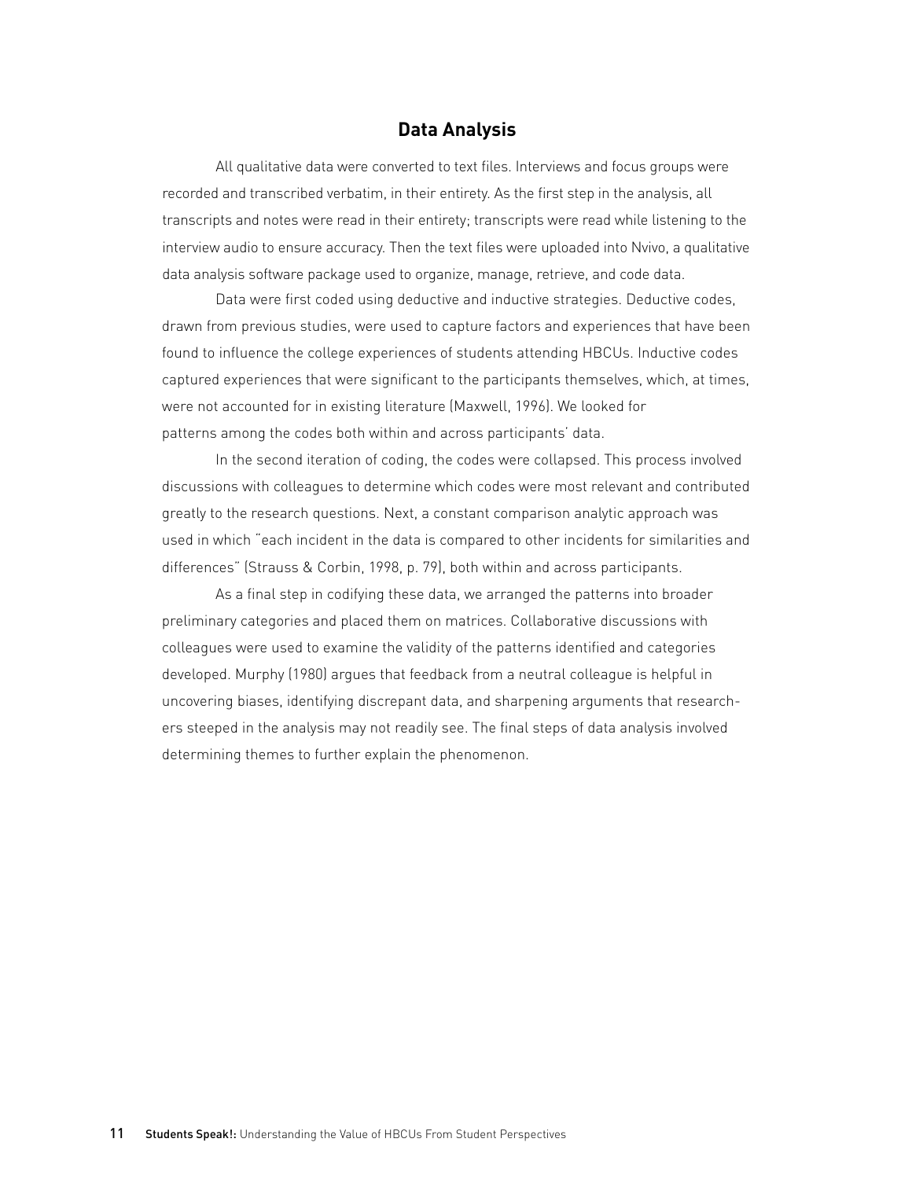## Data Analysis

All qualitative data were converted to text files. Interviews and focus groups were recorded and transcribed verbatim, in their entirety. As the first step in the analysis, all transcripts and notes were read in their entirety; transcripts were read while listening to the interview audio to ensure accuracy. Then the text files were uploaded into Nvivo, a qualitative data analysis software package used to organize, manage, retrieve, and code data.

Data were first coded using deductive and inductive strategies. Deductive codes, drawn from previous studies, were used to capture factors and experiences that have been found to influence the college experiences of students attending HBCUs. Inductive codes captured experiences that were significant to the participants themselves, which, at times, were not accounted for in existing literature (Maxwell, 1996). We looked for patterns among the codes both within and across participants' data.

In the second iteration of coding, the codes were collapsed. This process involved discussions with colleagues to determine which codes were most relevant and contributed greatly to the research questions. Next, a constant comparison analytic approach was used in which "each incident in the data is compared to other incidents for similarities and differences" (Strauss & Corbin, 1998, p. 79), both within and across participants.

As a final step in codifying these data, we arranged the patterns into broader preliminary categories and placed them on matrices. Collaborative discussions with colleagues were used to examine the validity of the patterns identified and categories developed. Murphy (1980) argues that feedback from a neutral colleague is helpful in uncovering biases, identifying discrepant data, and sharpening arguments that researchers steeped in the analysis may not readily see. The final steps of data analysis involved determining themes to further explain the phenomenon.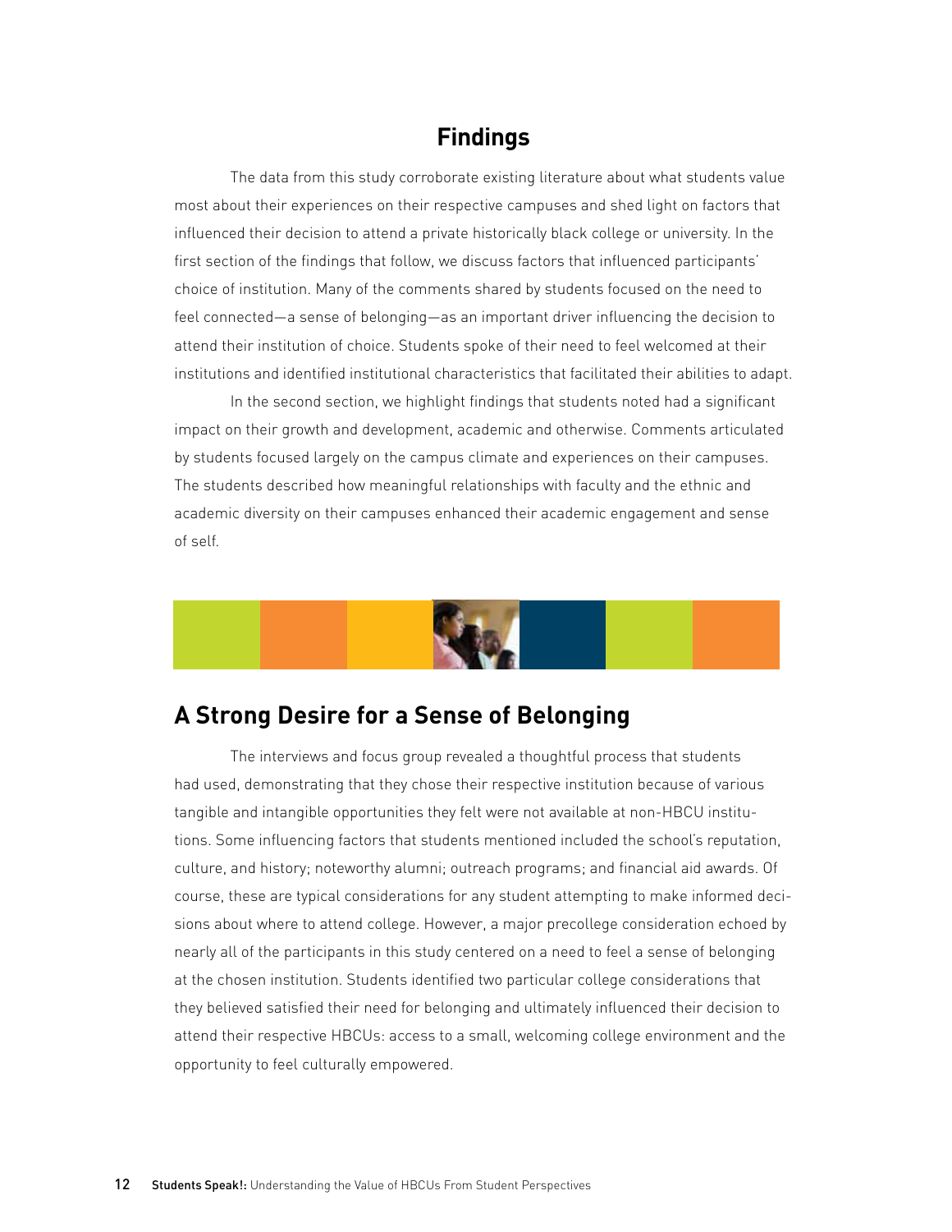# Findings

The data from this study corroborate existing literature about what students value most about their experiences on their respective campuses and shed light on factors that influenced their decision to attend a private historically black college or university. In the first section of the findings that follow, we discuss factors that influenced participants' choice of institution. Many of the comments shared by students focused on the need to feel connected—a sense of belonging—as an important driver influencing the decision to attend their institution of choice. Students spoke of their need to feel welcomed at their institutions and identified institutional characteristics that facilitated their abilities to adapt.

In the second section, we highlight findings that students noted had a significant impact on their growth and development, academic and otherwise. Comments articulated by students focused largely on the campus climate and experiences on their campuses. The students described how meaningful relationships with faculty and the ethnic and academic diversity on their campuses enhanced their academic engagement and sense of self.

## A Strong Desire for a Sense of Belonging

The interviews and focus group revealed a thoughtful process that students had used, demonstrating that they chose their respective institution because of various tangible and intangible opportunities they felt were not available at non-HBCU institutions. Some influencing factors that students mentioned included the school's reputation, culture, and history; noteworthy alumni; outreach programs; and financial aid awards. Of course, these are typical considerations for any student attempting to make informed decisions about where to attend college. However, a major precollege consideration echoed by nearly all of the participants in this study centered on a need to feel a sense of belonging at the chosen institution. Students identified two particular college considerations that they believed satisfied their need for belonging and ultimately influenced their decision to attend their respective HBCUs: access to a small, welcoming college environment and the opportunity to feel culturally empowered.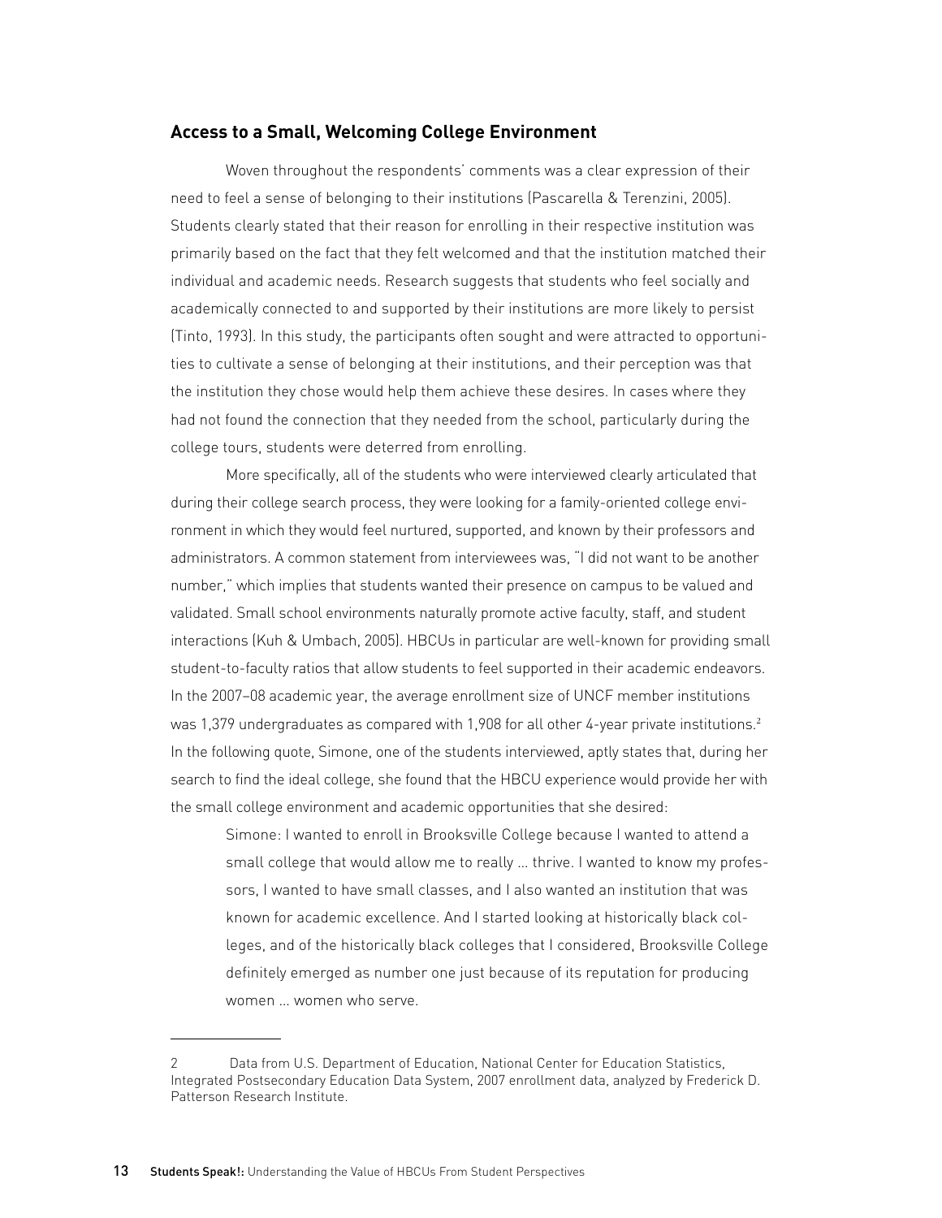## Access to a Small, Welcoming College Environment

Woven throughout the respondents' comments was a clear expression of their need to feel a sense of belonging to their institutions (Pascarella & Terenzini, 2005). Students clearly stated that their reason for enrolling in their respective institution was primarily based on the fact that they felt welcomed and that the institution matched their individual and academic needs. Research suggests that students who feel socially and academically connected to and supported by their institutions are more likely to persist (Tinto, 1993). In this study, the participants often sought and were attracted to opportunities to cultivate a sense of belonging at their institutions, and their perception was that the institution they chose would help them achieve these desires. In cases where they had not found the connection that they needed from the school, particularly during the college tours, students were deterred from enrolling.

More specifically, all of the students who were interviewed clearly articulated that during their college search process, they were looking for a family-oriented college environment in which they would feel nurtured, supported, and known by their professors and administrators. A common statement from interviewees was, "I did not want to be another number," which implies that students wanted their presence on campus to be valued and validated. Small school environments naturally promote active faculty, staff, and student interactions (Kuh & Umbach, 2005). HBCUs in particular are well-known for providing small student-to-faculty ratios that allow students to feel supported in their academic endeavors. In the 2007–08 academic year, the average enrollment size of UNCF member institutions was 1,379 undergraduates as compared with 1,908 for all other 4-year private institutions.[2] In the following quote, Simone, one of the students interviewed, aptly states that, during her search to find the ideal college, she found that the HBCU experience would provide her with the small college environment and academic opportunities that she desired:

> Simone: I wanted to enroll in Brooksville College because I wanted to attend a small college that would allow me to really ... thrive. I wanted to know my professors, I wanted to have small classes, and I also wanted an institution that was known for academic excellence. And I started looking at historically black colleges, and of the historically black colleges that I considered, Brooksville College definitely emerged as number one just because of its reputation for producing women ... women who serve.

---

2 Data from U.S. Department of Education, National Center for Education Statistics, Integrated Postsecondary Education Data System, 2007 enrollment data, analyzed by Frederick D. Patterson Research Institute.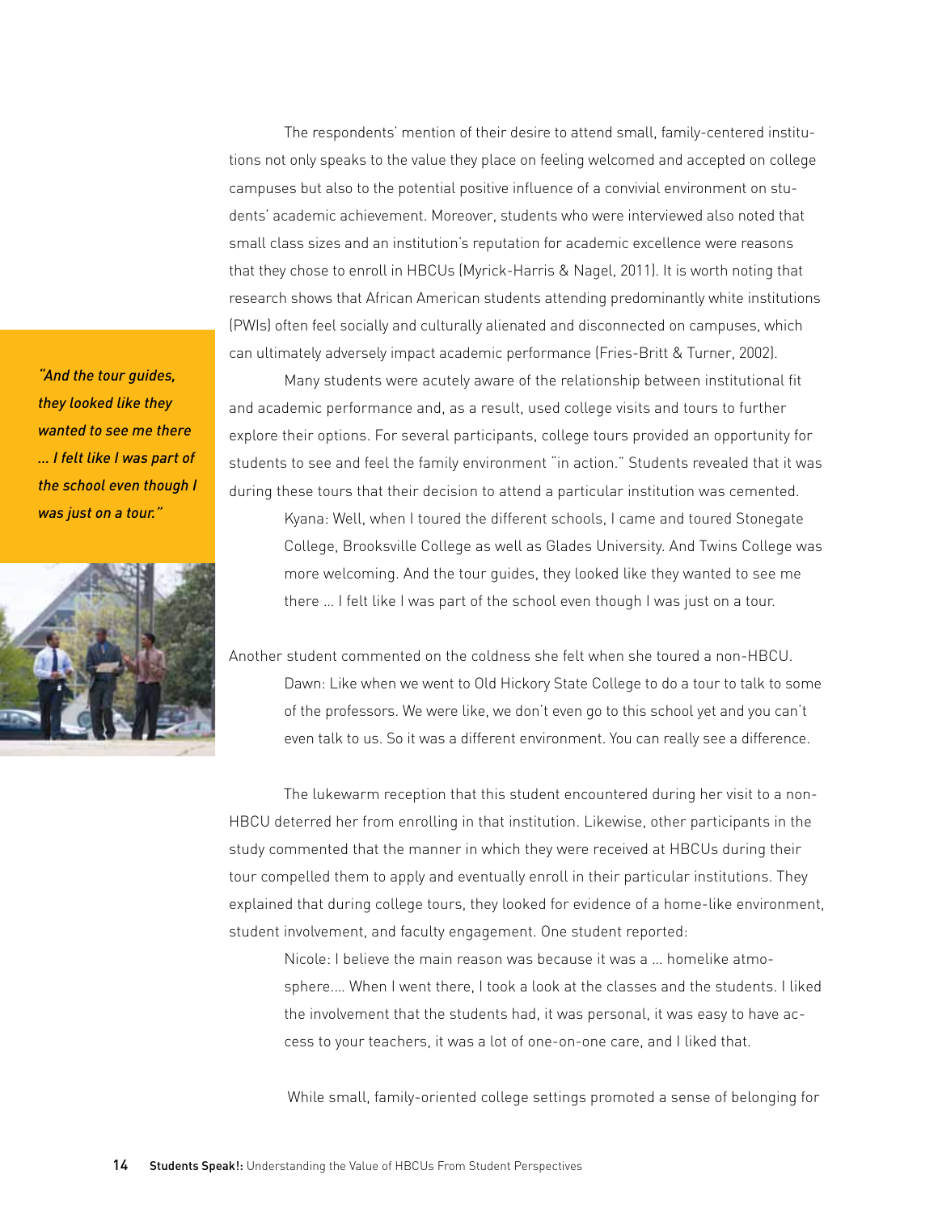The respondents' mention of their desire to attend small, family-centered institutions not only speaks to the value they place on feeling welcomed and accepted on college campuses but also to the potential positive influence of a convivial environment on students' academic achievement. Moreover, students who were interviewed also noted that small class sizes and an institution's reputation for academic excellence were reasons that they chose to enroll in HBCUs (Myrick-Harris & Nagel, 2011). It is worth noting that research shows that African American students attending predominantly white institutions (PWIs) often feel socially and culturally alienated and disconnected on campuses, which can ultimately adversely impact academic performance (Fries-Britt & Turner, 2002).

*"And the tour guides, they looked like they wanted to see me there … I felt like I was part of the school even though I was just on a tour."*

Many students were acutely aware of the relationship between institutional fit and academic performance and, as a result, used college visits and tours to further explore their options. For several participants, college tours provided an opportunity for students to see and feel the family environment "in action." Students revealed that it was during these tours that their decision to attend a particular institution was cemented.

> Kyana: Well, when I toured the different schools, I came and toured Stonegate College, Brooksville College as well as Glades University. And Twins College was more welcoming. And the tour guides, they looked like they wanted to see me there … I felt like I was part of the school even though I was just on a tour.

Another student commented on the coldness she felt when she toured a non-HBCU.

> Dawn: Like when we went to Old Hickory State College to do a tour to talk to some of the professors. We were like, we don't even go to this school yet and you can't even talk to us. So it was a different environment. You can really see a difference.

The lukewarm reception that this student encountered during her visit to a non-HBCU deterred her from enrolling in that institution. Likewise, other participants in the study commented that the manner in which they were received at HBCUs during their tour compelled them to apply and eventually enroll in their particular institutions. They explained that during college tours, they looked for evidence of a home-like environment, student involvement, and faculty engagement. One student reported:

> Nicole: I believe the main reason was because it was a … homelike atmosphere.… When I went there, I took a look at the classes and the students. I liked the involvement that the students had, it was personal, it was easy to have access to your teachers, it was a lot of one-on-one care, and I liked that.

While small, family-oriented college settings promoted a sense of belonging for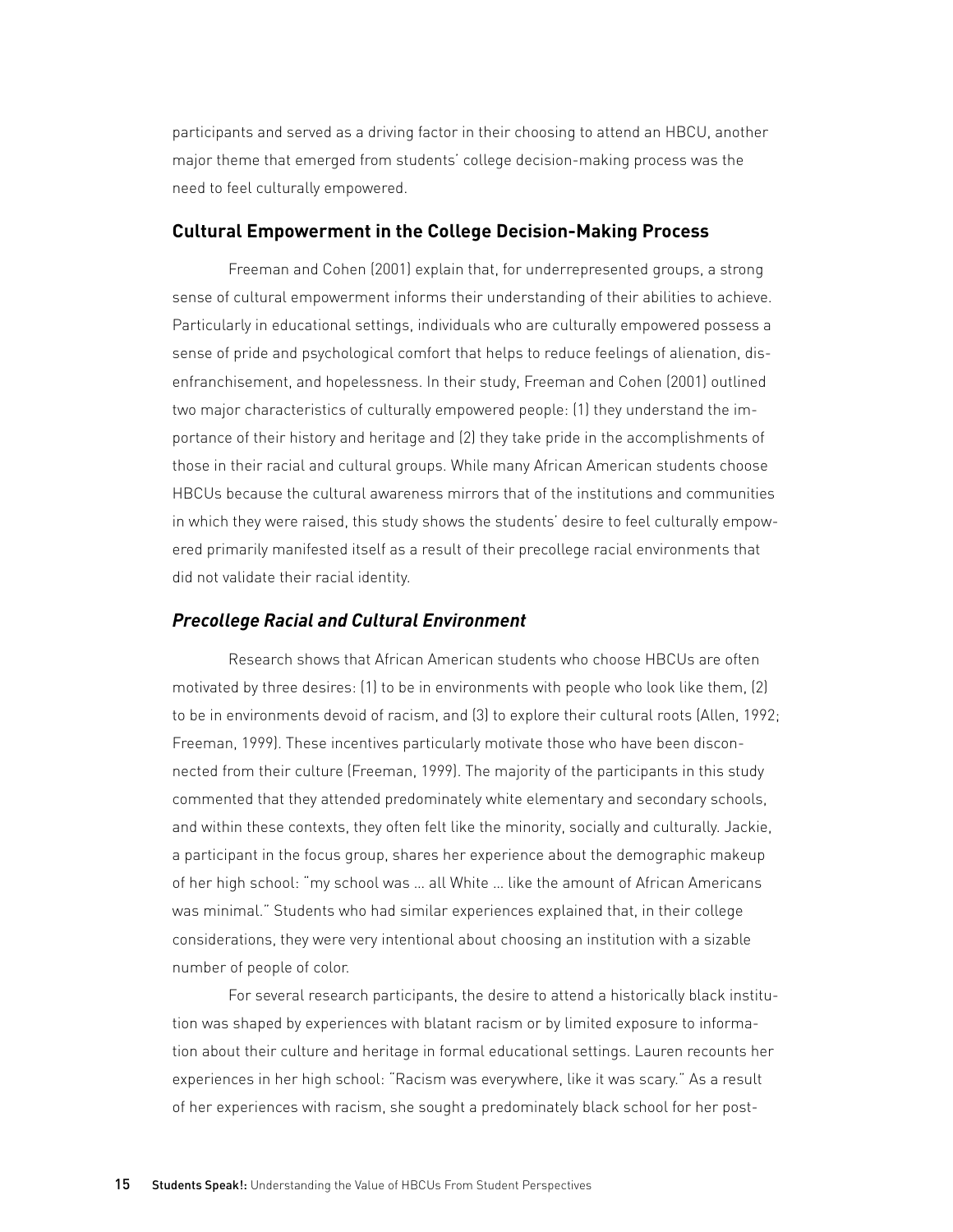participants and served as a driving factor in their choosing to attend an HBCU, another major theme that emerged from students' college decision-making process was the need to feel culturally empowered.

## Cultural Empowerment in the College Decision-Making Process

Freeman and Cohen (2001) explain that, for underrepresented groups, a strong sense of cultural empowerment informs their understanding of their abilities to achieve. Particularly in educational settings, individuals who are culturally empowered possess a sense of pride and psychological comfort that helps to reduce feelings of alienation, disenfranchisement, and hopelessness. In their study, Freeman and Cohen (2001) outlined two major characteristics of culturally empowered people: (1) they understand the importance of their history and heritage and (2) they take pride in the accomplishments of those in their racial and cultural groups. While many African American students choose HBCUs because the cultural awareness mirrors that of the institutions and communities in which they were raised, this study shows the students' desire to feel culturally empowered primarily manifested itself as a result of their precollege racial environments that did not validate their racial identity.

### *Precollege Racial and Cultural Environment*

Research shows that African American students who choose HBCUs are often motivated by three desires: (1) to be in environments with people who look like them, (2) to be in environments devoid of racism, and (3) to explore their cultural roots (Allen, 1992; Freeman, 1999). These incentives particularly motivate those who have been disconnected from their culture (Freeman, 1999). The majority of the participants in this study commented that they attended predominately white elementary and secondary schools, and within these contexts, they often felt like the minority, socially and culturally. Jackie, a participant in the focus group, shares her experience about the demographic makeup of her high school: "my school was … all White … like the amount of African Americans was minimal." Students who had similar experiences explained that, in their college considerations, they were very intentional about choosing an institution with a sizable number of people of color.

For several research participants, the desire to attend a historically black institution was shaped by experiences with blatant racism or by limited exposure to information about their culture and heritage in formal educational settings. Lauren recounts her experiences in her high school: "Racism was everywhere, like it was scary." As a result of her experiences with racism, she sought a predominately black school for her post-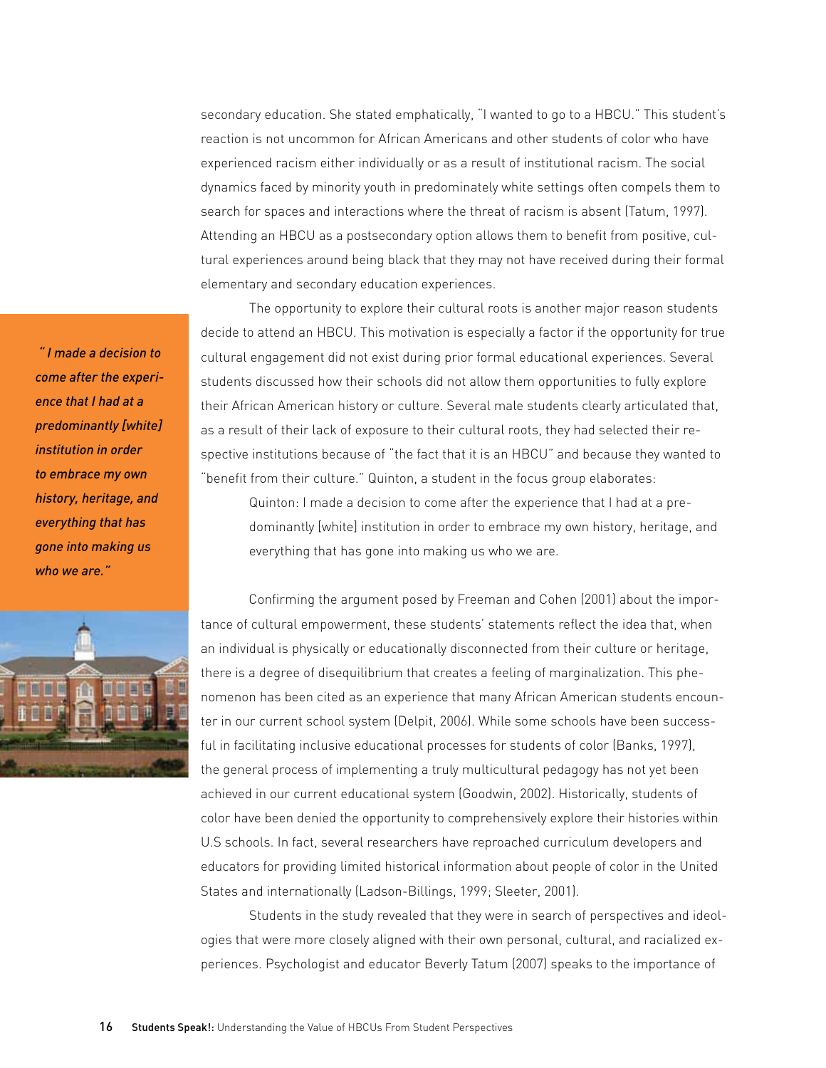secondary education. She stated emphatically, "I wanted to go to a HBCU." This student's reaction is not uncommon for African Americans and other students of color who have experienced racism either individually or as a result of institutional racism. The social dynamics faced by minority youth in predominately white settings often compels them to search for spaces and interactions where the threat of racism is absent (Tatum, 1997). Attending an HBCU as a postsecondary option allows them to benefit from positive, cultural experiences around being black that they may not have received during their formal elementary and secondary education experiences.

*"I made a decision to come after the experience that I had at a predominantly [white] institution in order to embrace my own history, heritage, and everything that has gone into making us who we are."*

The opportunity to explore their cultural roots is another major reason students decide to attend an HBCU. This motivation is especially a factor if the opportunity for true cultural engagement did not exist during prior formal educational experiences. Several students discussed how their schools did not allow them opportunities to fully explore their African American history or culture. Several male students clearly articulated that, as a result of their lack of exposure to their cultural roots, they had selected their respective institutions because of "the fact that it is an HBCU" and because they wanted to "benefit from their culture." Quinton, a student in the focus group elaborates:

> Quinton: I made a decision to come after the experience that I had at a predominantly [white] institution in order to embrace my own history, heritage, and everything that has gone into making us who we are.

Confirming the argument posed by Freeman and Cohen (2001) about the importance of cultural empowerment, these students' statements reflect the idea that, when an individual is physically or educationally disconnected from their culture or heritage, there is a degree of disequilibrium that creates a feeling of marginalization. This phenomenon has been cited as an experience that many African American students encounter in our current school system (Delpit, 2006). While some schools have been successful in facilitating inclusive educational processes for students of color (Banks, 1997), the general process of implementing a truly multicultural pedagogy has not yet been achieved in our current educational system (Goodwin, 2002). Historically, students of color have been denied the opportunity to comprehensively explore their histories within U.S schools. In fact, several researchers have reproached curriculum developers and educators for providing limited historical information about people of color in the United States and internationally (Ladson-Billings, 1999; Sleeter, 2001).

Students in the study revealed that they were in search of perspectives and ideologies that were more closely aligned with their own personal, cultural, and racialized experiences. Psychologist and educator Beverly Tatum (2007) speaks to the importance of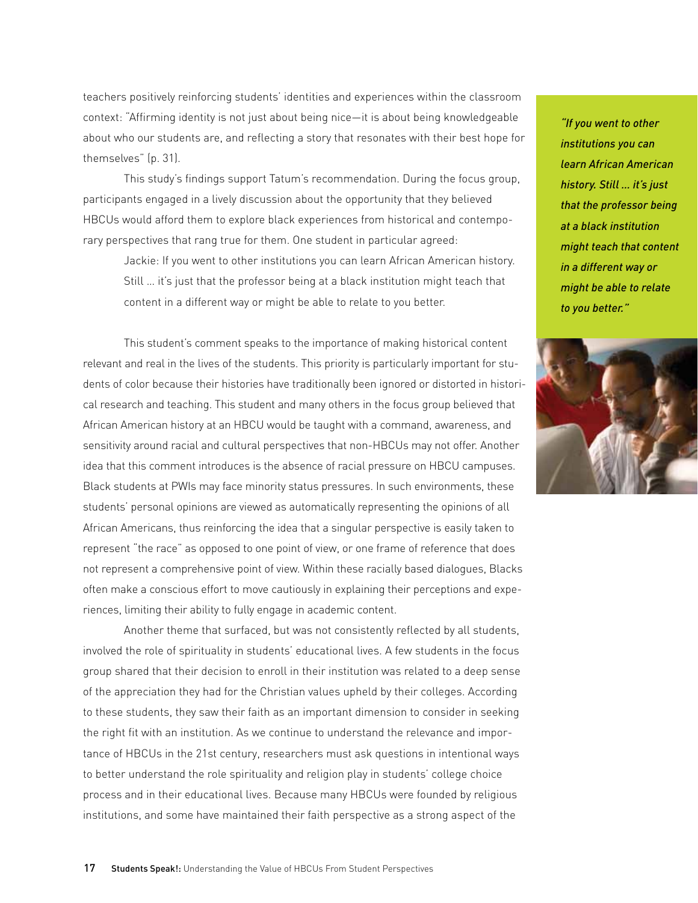teachers positively reinforcing students' identities and experiences within the classroom context: "Affirming identity is not just about being nice—it is about being knowledgeable about who our students are, and reflecting a story that resonates with their best hope for themselves" (p. 31).

This study's findings support Tatum's recommendation. During the focus group, participants engaged in a lively discussion about the opportunity that they believed HBCUs would afford them to explore black experiences from historical and contemporary perspectives that rang true for them. One student in particular agreed:

> Jackie: If you went to other institutions you can learn African American history. Still ... it's just that the professor being at a black institution might teach that content in a different way or might be able to relate to you better.

*"If you went to other institutions you can learn African American history. Still ... it's just that the professor being at a black institution might teach that content in a different way or might be able to relate to you better."*

This student's comment speaks to the importance of making historical content relevant and real in the lives of the students. This priority is particularly important for students of color because their histories have traditionally been ignored or distorted in historical research and teaching. This student and many others in the focus group believed that African American history at an HBCU would be taught with a command, awareness, and sensitivity around racial and cultural perspectives that non-HBCUs may not offer. Another idea that this comment introduces is the absence of racial pressure on HBCU campuses. Black students at PWIs may face minority status pressures. In such environments, these students' personal opinions are viewed as automatically representing the opinions of all African Americans, thus reinforcing the idea that a singular perspective is easily taken to represent "the race" as opposed to one point of view, or one frame of reference that does not represent a comprehensive point of view. Within these racially based dialogues, Blacks often make a conscious effort to move cautiously in explaining their perceptions and experiences, limiting their ability to fully engage in academic content.

Another theme that surfaced, but was not consistently reflected by all students, involved the role of spirituality in students' educational lives. A few students in the focus group shared that their decision to enroll in their institution was related to a deep sense of the appreciation they had for the Christian values upheld by their colleges. According to these students, they saw their faith as an important dimension to consider in seeking the right fit with an institution. As we continue to understand the relevance and importance of HBCUs in the 21st century, researchers must ask questions in intentional ways to better understand the role spirituality and religion play in students' college choice process and in their educational lives. Because many HBCUs were founded by religious institutions, and some have maintained their faith perspective as a strong aspect of the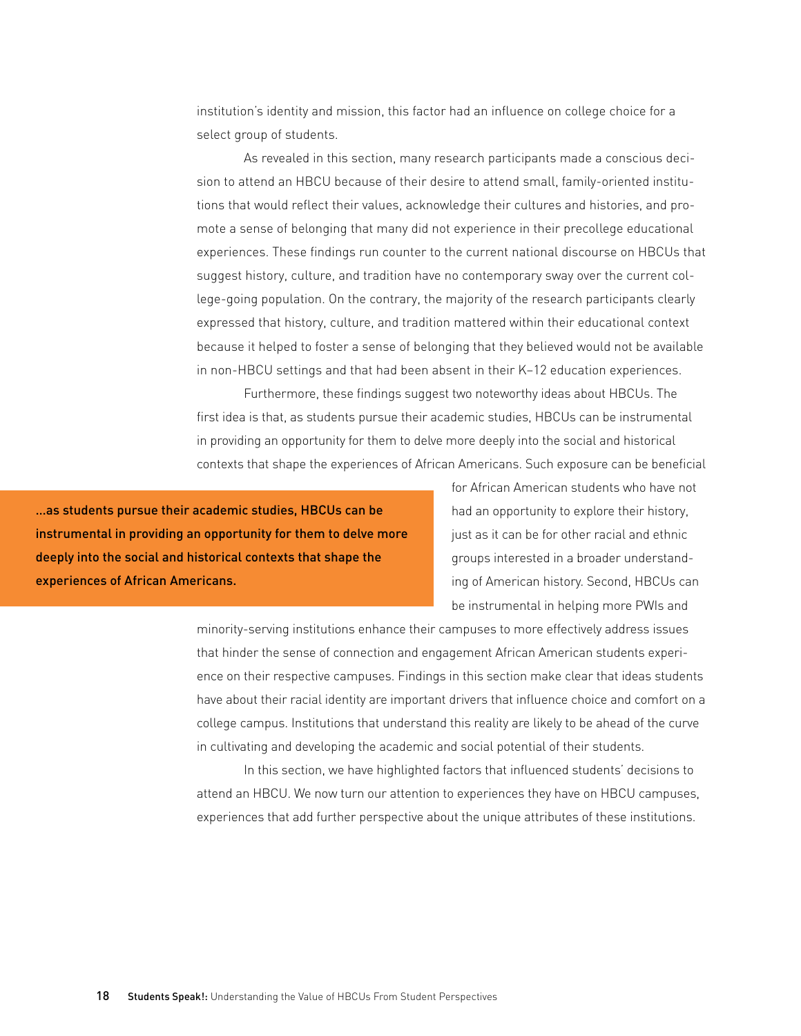institution's identity and mission, this factor had an influence on college choice for a select group of students.

As revealed in this section, many research participants made a conscious decision to attend an HBCU because of their desire to attend small, family-oriented institutions that would reflect their values, acknowledge their cultures and histories, and promote a sense of belonging that many did not experience in their precollege educational experiences. These findings run counter to the current national discourse on HBCUs that suggest history, culture, and tradition have no contemporary sway over the current college-going population. On the contrary, the majority of the research participants clearly expressed that history, culture, and tradition mattered within their educational context because it helped to foster a sense of belonging that they believed would not be available in non-HBCU settings and that had been absent in their K–12 education experiences.

Furthermore, these findings suggest two noteworthy ideas about HBCUs. The first idea is that, as students pursue their academic studies, HBCUs can be instrumental in providing an opportunity for them to delve more deeply into the social and historical contexts that shape the experiences of African Americans. Such exposure can be beneficial for African American students who have not had an opportunity to explore their history, just as it can be for other racial and ethnic groups interested in a broader understanding of American history. Second, HBCUs can be instrumental in helping more PWIs and minority-serving institutions enhance their campuses to more effectively address issues that hinder the sense of connection and engagement African American students experience on their respective campuses. Findings in this section make clear that ideas students have about their racial identity are important drivers that influence choice and comfort on a college campus. Institutions that understand this reality are likely to be ahead of the curve in cultivating and developing the academic and social potential of their students.

**...as students pursue their academic studies, HBCUs can be instrumental in providing an opportunity for them to delve more deeply into the social and historical contexts that shape the experiences of African Americans.**

In this section, we have highlighted factors that influenced students' decisions to attend an HBCU. We now turn our attention to experiences they have on HBCU campuses, experiences that add further perspective about the unique attributes of these institutions.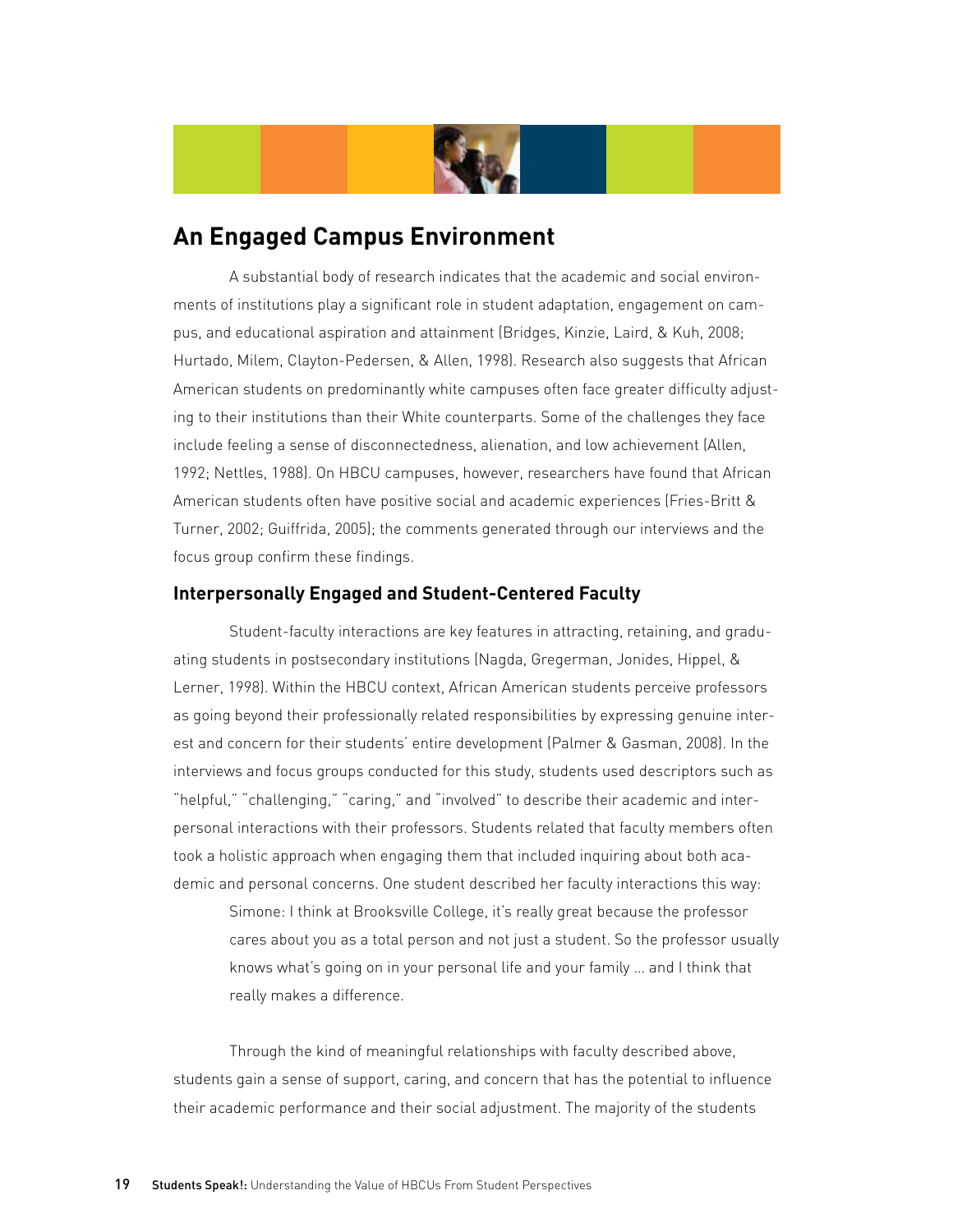## An Engaged Campus Environment

A substantial body of research indicates that the academic and social environments of institutions play a significant role in student adaptation, engagement on campus, and educational aspiration and attainment (Bridges, Kinzie, Laird, & Kuh, 2008; Hurtado, Milem, Clayton-Pedersen, & Allen, 1998). Research also suggests that African American students on predominantly white campuses often face greater difficulty adjusting to their institutions than their White counterparts. Some of the challenges they face include feeling a sense of disconnectedness, alienation, and low achievement (Allen, 1992; Nettles, 1988). On HBCU campuses, however, researchers have found that African American students often have positive social and academic experiences (Fries-Britt & Turner, 2002; Guiffrida, 2005); the comments generated through our interviews and the focus group confirm these findings.

### Interpersonally Engaged and Student-Centered Faculty

Student-faculty interactions are key features in attracting, retaining, and graduating students in postsecondary institutions (Nagda, Gregerman, Jonides, Hippel, & Lerner, 1998). Within the HBCU context, African American students perceive professors as going beyond their professionally related responsibilities by expressing genuine interest and concern for their students' entire development (Palmer & Gasman, 2008). In the interviews and focus groups conducted for this study, students used descriptors such as "helpful," "challenging," "caring," and "involved" to describe their academic and interpersonal interactions with their professors. Students related that faculty members often took a holistic approach when engaging them that included inquiring about both academic and personal concerns. One student described her faculty interactions this way:

> Simone: I think at Brooksville College, it's really great because the professor cares about you as a total person and not just a student. So the professor usually knows what's going on in your personal life and your family … and I think that really makes a difference.

Through the kind of meaningful relationships with faculty described above, students gain a sense of support, caring, and concern that has the potential to influence their academic performance and their social adjustment. The majority of the students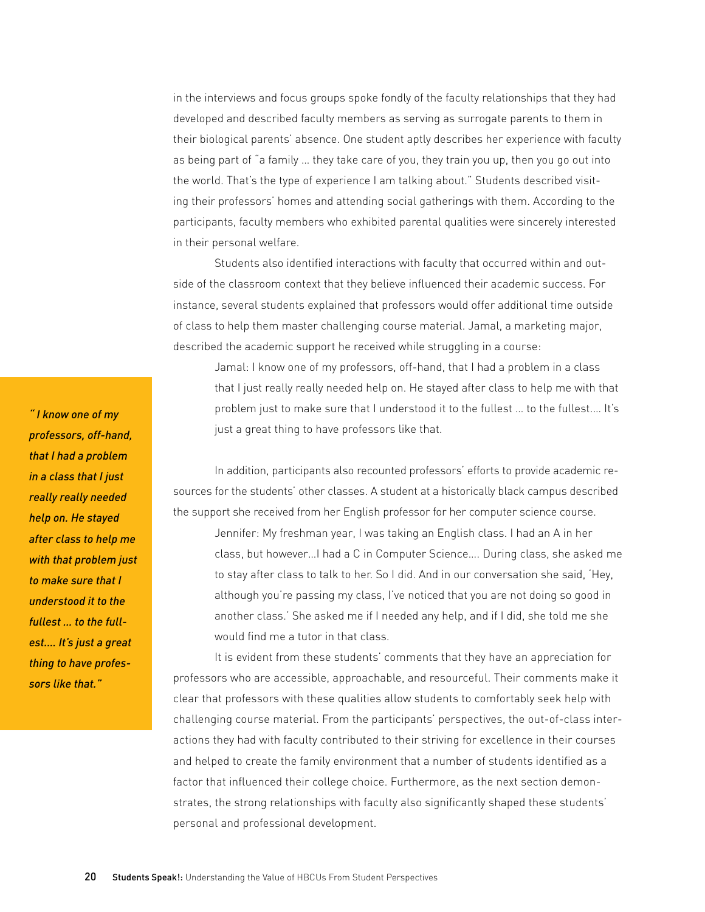in the interviews and focus groups spoke fondly of the faculty relationships that they had developed and described faculty members as serving as surrogate parents to them in their biological parents' absence. One student aptly describes her experience with faculty as being part of "a family … they take care of you, they train you up, then you go out into the world. That's the type of experience I am talking about." Students described visiting their professors' homes and attending social gatherings with them. According to the participants, faculty members who exhibited parental qualities were sincerely interested in their personal welfare.

Students also identified interactions with faculty that occurred within and outside of the classroom context that they believe influenced their academic success. For instance, several students explained that professors would offer additional time outside of class to help them master challenging course material. Jamal, a marketing major, described the academic support he received while struggling in a course:

> Jamal: I know one of my professors, off-hand, that I had a problem in a class that I just really really needed help on. He stayed after class to help me with that problem just to make sure that I understood it to the fullest … to the fullest…. It's just a great thing to have professors like that.

*" I know one of my professors, off-hand, that I had a problem in a class that I just really really needed help on. He stayed after class to help me with that problem just to make sure that I understood it to the fullest … to the fullest…. It's just a great thing to have professors like that."*

In addition, participants also recounted professors' efforts to provide academic resources for the students' other classes. A student at a historically black campus described the support she received from her English professor for her computer science course.

> Jennifer: My freshman year, I was taking an English class. I had an A in her class, but however…I had a C in Computer Science…. During class, she asked me to stay after class to talk to her. So I did. And in our conversation she said, 'Hey, although you're passing my class, I've noticed that you are not doing so good in another class.' She asked me if I needed any help, and if I did, she told me she would find me a tutor in that class.

It is evident from these students' comments that they have an appreciation for professors who are accessible, approachable, and resourceful. Their comments make it clear that professors with these qualities allow students to comfortably seek help with challenging course material. From the participants' perspectives, the out-of-class interactions they had with faculty contributed to their striving for excellence in their courses and helped to create the family environment that a number of students identified as a factor that influenced their college choice. Furthermore, as the next section demonstrates, the strong relationships with faculty also significantly shaped these students' personal and professional development.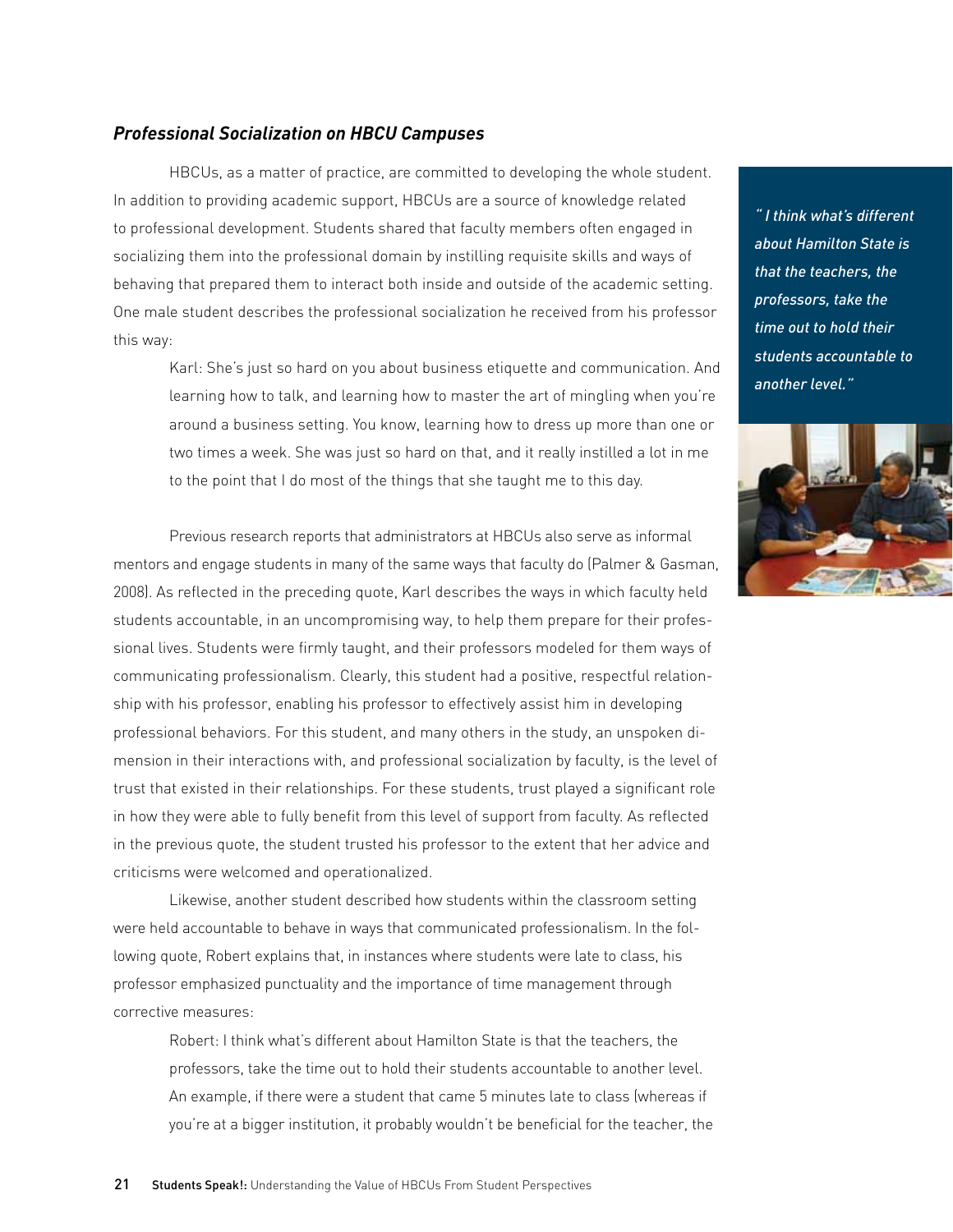### *Professional Socialization on HBCU Campuses*

HBCUs, as a matter of practice, are committed to developing the whole student. In addition to providing academic support, HBCUs are a source of knowledge related to professional development. Students shared that faculty members often engaged in socializing them into the professional domain by instilling requisite skills and ways of behaving that prepared them to interact both inside and outside of the academic setting. One male student describes the professional socialization he received from his professor this way:

> Karl: She's just so hard on you about business etiquette and communication. And learning how to talk, and learning how to master the art of mingling when you're around a business setting. You know, learning how to dress up more than one or two times a week. She was just so hard on that, and it really instilled a lot in me to the point that I do most of the things that she taught me to this day.

*"I think what's different about Hamilton State is that the teachers, the professors, take the time out to hold their students accountable to another level."*

Previous research reports that administrators at HBCUs also serve as informal mentors and engage students in many of the same ways that faculty do (Palmer & Gasman, 2008). As reflected in the preceding quote, Karl describes the ways in which faculty held students accountable, in an uncompromising way, to help them prepare for their professional lives. Students were firmly taught, and their professors modeled for them ways of communicating professionalism. Clearly, this student had a positive, respectful relationship with his professor, enabling his professor to effectively assist him in developing professional behaviors. For this student, and many others in the study, an unspoken dimension in their interactions with, and professional socialization by faculty, is the level of trust that existed in their relationships. For these students, trust played a significant role in how they were able to fully benefit from this level of support from faculty. As reflected in the previous quote, the student trusted his professor to the extent that her advice and criticisms were welcomed and operationalized.

Likewise, another student described how students within the classroom setting were held accountable to behave in ways that communicated professionalism. In the following quote, Robert explains that, in instances where students were late to class, his professor emphasized punctuality and the importance of time management through corrective measures:

> Robert: I think what's different about Hamilton State is that the teachers, the professors, take the time out to hold their students accountable to another level. An example, if there were a student that came 5 minutes late to class (whereas if you're at a bigger institution, it probably wouldn't be beneficial for the teacher, the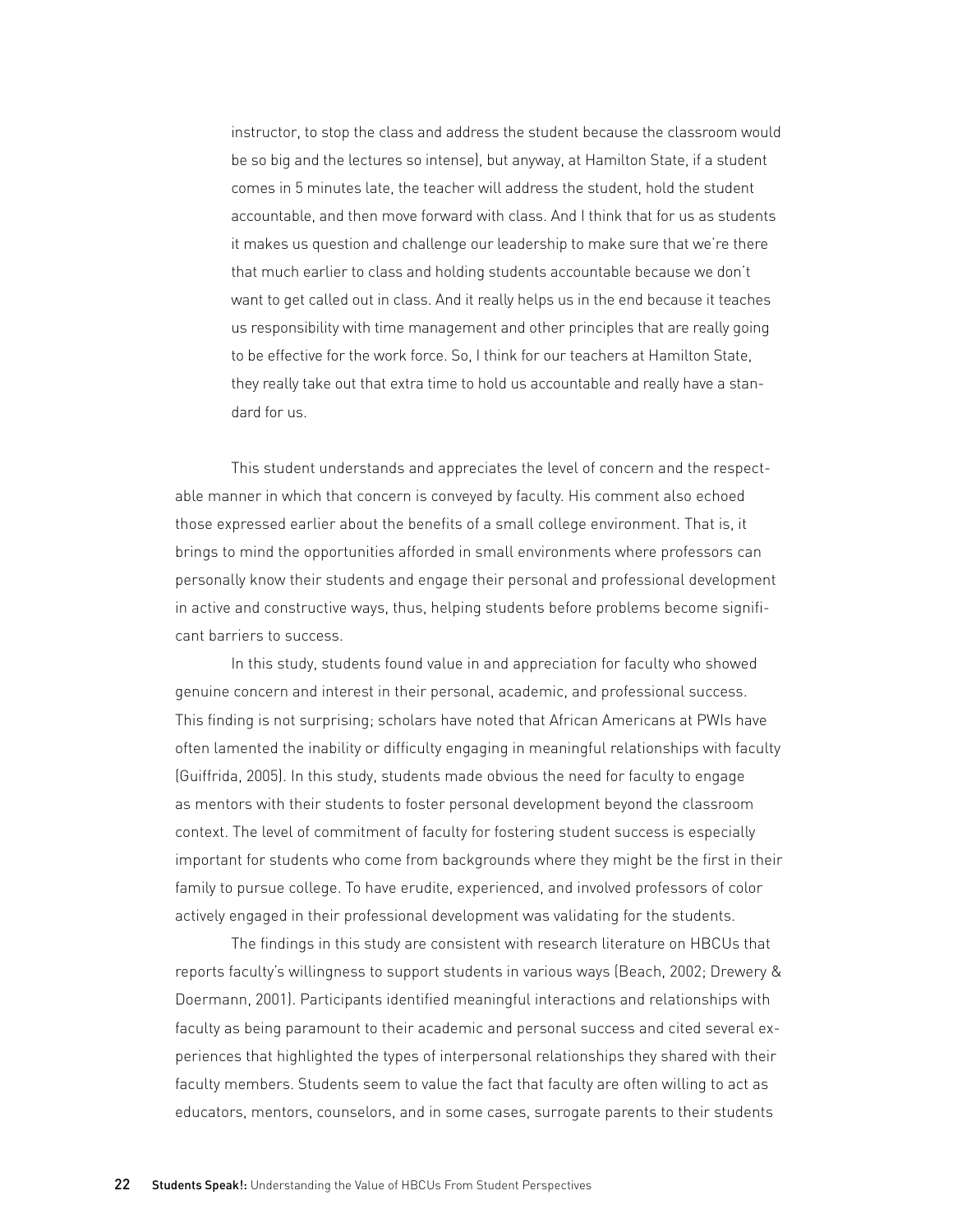> instructor, to stop the class and address the student because the classroom would be so big and the lectures so intense), but anyway, at Hamilton State, if a student comes in 5 minutes late, the teacher will address the student, hold the student accountable, and then move forward with class. And I think that for us as students it makes us question and challenge our leadership to make sure that we're there that much earlier to class and holding students accountable because we don't want to get called out in class. And it really helps us in the end because it teaches us responsibility with time management and other principles that are really going to be effective for the work force. So, I think for our teachers at Hamilton State, they really take out that extra time to hold us accountable and really have a standard for us.

This student understands and appreciates the level of concern and the respectable manner in which that concern is conveyed by faculty. His comment also echoed those expressed earlier about the benefits of a small college environment. That is, it brings to mind the opportunities afforded in small environments where professors can personally know their students and engage their personal and professional development in active and constructive ways, thus, helping students before problems become significant barriers to success.

In this study, students found value in and appreciation for faculty who showed genuine concern and interest in their personal, academic, and professional success. This finding is not surprising; scholars have noted that African Americans at PWIs have often lamented the inability or difficulty engaging in meaningful relationships with faculty (Guiffrida, 2005). In this study, students made obvious the need for faculty to engage as mentors with their students to foster personal development beyond the classroom context. The level of commitment of faculty for fostering student success is especially important for students who come from backgrounds where they might be the first in their family to pursue college. To have erudite, experienced, and involved professors of color actively engaged in their professional development was validating for the students.

The findings in this study are consistent with research literature on HBCUs that reports faculty's willingness to support students in various ways (Beach, 2002; Drewery & Doermann, 2001). Participants identified meaningful interactions and relationships with faculty as being paramount to their academic and personal success and cited several experiences that highlighted the types of interpersonal relationships they shared with their faculty members. Students seem to value the fact that faculty are often willing to act as educators, mentors, counselors, and in some cases, surrogate parents to their students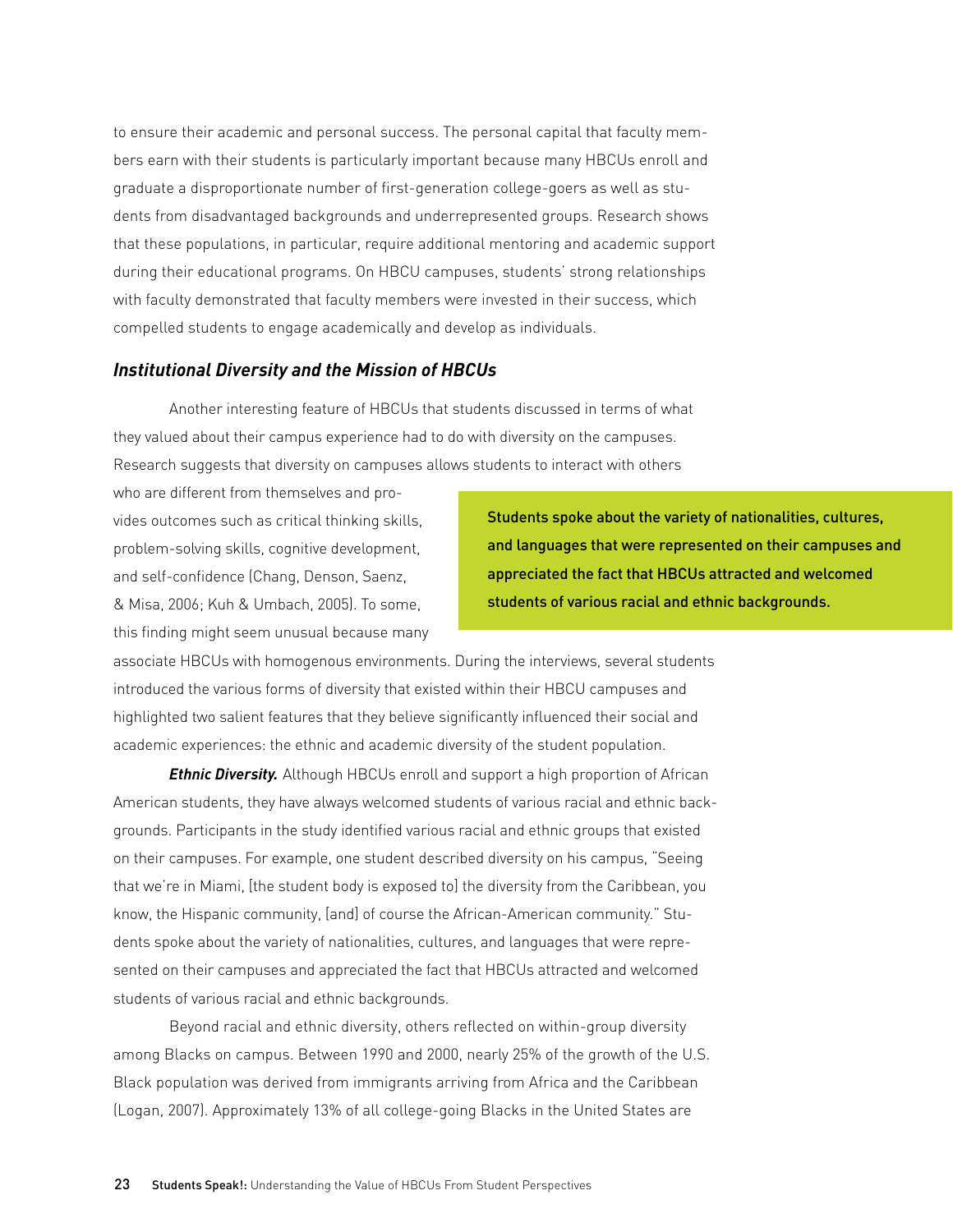to ensure their academic and personal success. The personal capital that faculty members earn with their students is particularly important because many HBCUs enroll and graduate a disproportionate number of first-generation college-goers as well as students from disadvantaged backgrounds and underrepresented groups. Research shows that these populations, in particular, require additional mentoring and academic support during their educational programs. On HBCU campuses, students' strong relationships with faculty demonstrated that faculty members were invested in their success, which compelled students to engage academically and develop as individuals.

### *Institutional Diversity and the Mission of HBCUs*

Another interesting feature of HBCUs that students discussed in terms of what they valued about their campus experience had to do with diversity on the campuses. Research suggests that diversity on campuses allows students to interact with others who are different from themselves and provides outcomes such as critical thinking skills, problem-solving skills, cognitive development, and self-confidence (Chang, Denson, Saenz, & Misa, 2006; Kuh & Umbach, 2005). To some, this finding might seem unusual because many associate HBCUs with homogenous environments. During the interviews, several students introduced the various forms of diversity that existed within their HBCU campuses and highlighted two salient features that they believe significantly influenced their social and academic experiences: the ethnic and academic diversity of the student population.

**Students spoke about the variety of nationalities, cultures, and languages that were represented on their campuses and appreciated the fact that HBCUs attracted and welcomed students of various racial and ethnic backgrounds.**

***Ethnic Diversity.*** Although HBCUs enroll and support a high proportion of African American students, they have always welcomed students of various racial and ethnic backgrounds. Participants in the study identified various racial and ethnic groups that existed on their campuses. For example, one student described diversity on his campus, "Seeing that we're in Miami, [the student body is exposed to] the diversity from the Caribbean, you know, the Hispanic community, [and] of course the African-American community." Students spoke about the variety of nationalities, cultures, and languages that were represented on their campuses and appreciated the fact that HBCUs attracted and welcomed students of various racial and ethnic backgrounds.

Beyond racial and ethnic diversity, others reflected on within-group diversity among Blacks on campus. Between 1990 and 2000, nearly 25% of the growth of the U.S. Black population was derived from immigrants arriving from Africa and the Caribbean (Logan, 2007). Approximately 13% of all college-going Blacks in the United States are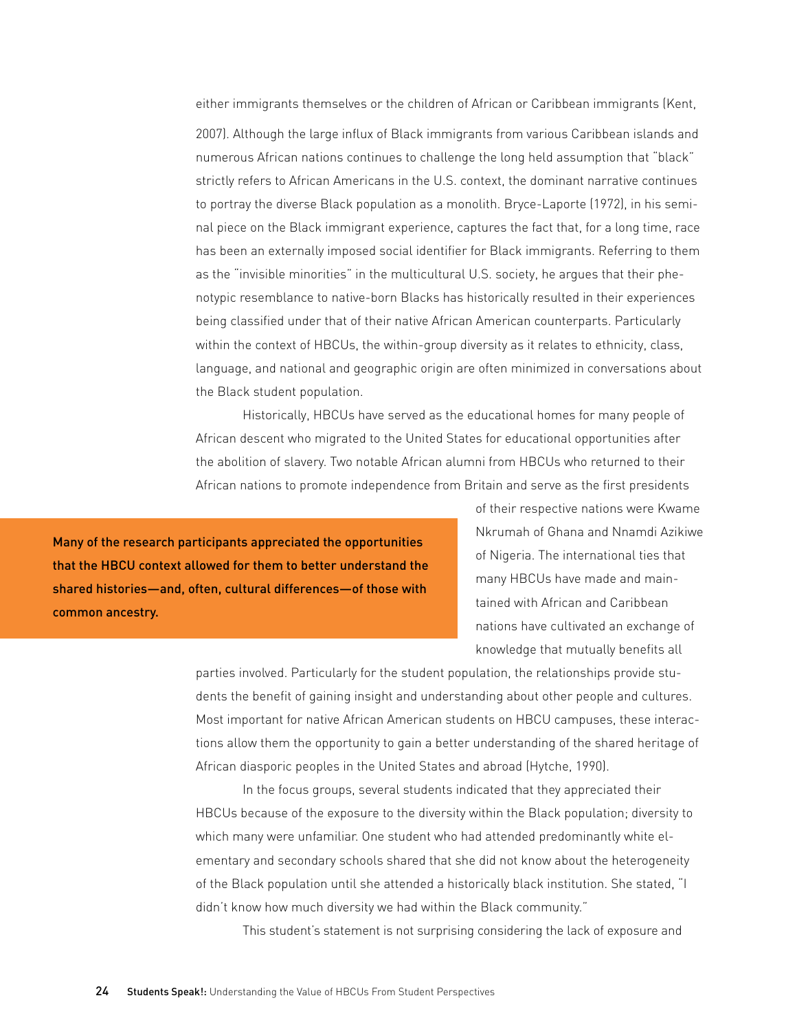either immigrants themselves or the children of African or Caribbean immigrants (Kent, 2007). Although the large influx of Black immigrants from various Caribbean islands and numerous African nations continues to challenge the long held assumption that "black" strictly refers to African Americans in the U.S. context, the dominant narrative continues to portray the diverse Black population as a monolith. Bryce-Laporte (1972), in his seminal piece on the Black immigrant experience, captures the fact that, for a long time, race has been an externally imposed social identifier for Black immigrants. Referring to them as the "invisible minorities" in the multicultural U.S. society, he argues that their phenotypic resemblance to native-born Blacks has historically resulted in their experiences being classified under that of their native African American counterparts. Particularly within the context of HBCUs, the within-group diversity as it relates to ethnicity, class, language, and national and geographic origin are often minimized in conversations about the Black student population.

Historically, HBCUs have served as the educational homes for many people of African descent who migrated to the United States for educational opportunities after the abolition of slavery. Two notable African alumni from HBCUs who returned to their African nations to promote independence from Britain and serve as the first presidents of their respective nations were Kwame Nkrumah of Ghana and Nnamdi Azikiwe of Nigeria. The international ties that many HBCUs have made and maintained with African and Caribbean nations have cultivated an exchange of knowledge that mutually benefits all parties involved. Particularly for the student population, the relationships provide students the benefit of gaining insight and understanding about other people and cultures. Most important for native African American students on HBCU campuses, these interactions allow them the opportunity to gain a better understanding of the shared heritage of African diasporic peoples in the United States and abroad (Hytche, 1990).

**Many of the research participants appreciated the opportunities that the HBCU context allowed for them to better understand the shared histories—and, often, cultural differences—of those with common ancestry.**

In the focus groups, several students indicated that they appreciated their HBCUs because of the exposure to the diversity within the Black population; diversity to which many were unfamiliar. One student who had attended predominantly white elementary and secondary schools shared that she did not know about the heterogeneity of the Black population until she attended a historically black institution. She stated, "I didn't know how much diversity we had within the Black community."

This student's statement is not surprising considering the lack of exposure and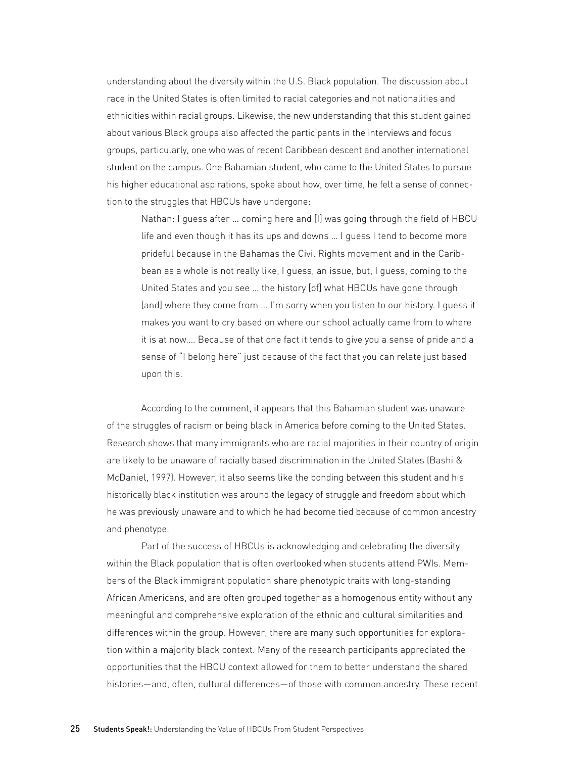understanding about the diversity within the U.S. Black population. The discussion about race in the United States is often limited to racial categories and not nationalities and ethnicities within racial groups. Likewise, the new understanding that this student gained about various Black groups also affected the participants in the interviews and focus groups, particularly, one who was of recent Caribbean descent and another international student on the campus. One Bahamian student, who came to the United States to pursue his higher educational aspirations, spoke about how, over time, he felt a sense of connection to the struggles that HBCUs have undergone:

> Nathan: I guess after … coming here and [I] was going through the field of HBCU life and even though it has its ups and downs … I guess I tend to become more prideful because in the Bahamas the Civil Rights movement and in the Caribbean as a whole is not really like, I guess, an issue, but, I guess, coming to the United States and you see … the history [of] what HBCUs have gone through [and] where they come from … I'm sorry when you listen to our history. I guess it makes you want to cry based on where our school actually came from to where it is at now.… Because of that one fact it tends to give you a sense of pride and a sense of "I belong here" just because of the fact that you can relate just based upon this.

According to the comment, it appears that this Bahamian student was unaware of the struggles of racism or being black in America before coming to the United States. Research shows that many immigrants who are racial majorities in their country of origin are likely to be unaware of racially based discrimination in the United States (Bashi & McDaniel, 1997). However, it also seems like the bonding between this student and his historically black institution was around the legacy of struggle and freedom about which he was previously unaware and to which he had become tied because of common ancestry and phenotype.

Part of the success of HBCUs is acknowledging and celebrating the diversity within the Black population that is often overlooked when students attend PWIs. Members of the Black immigrant population share phenotypic traits with long-standing African Americans, and are often grouped together as a homogenous entity without any meaningful and comprehensive exploration of the ethnic and cultural similarities and differences within the group. However, there are many such opportunities for exploration within a majority black context. Many of the research participants appreciated the opportunities that the HBCU context allowed for them to better understand the shared histories—and, often, cultural differences—of those with common ancestry. These recent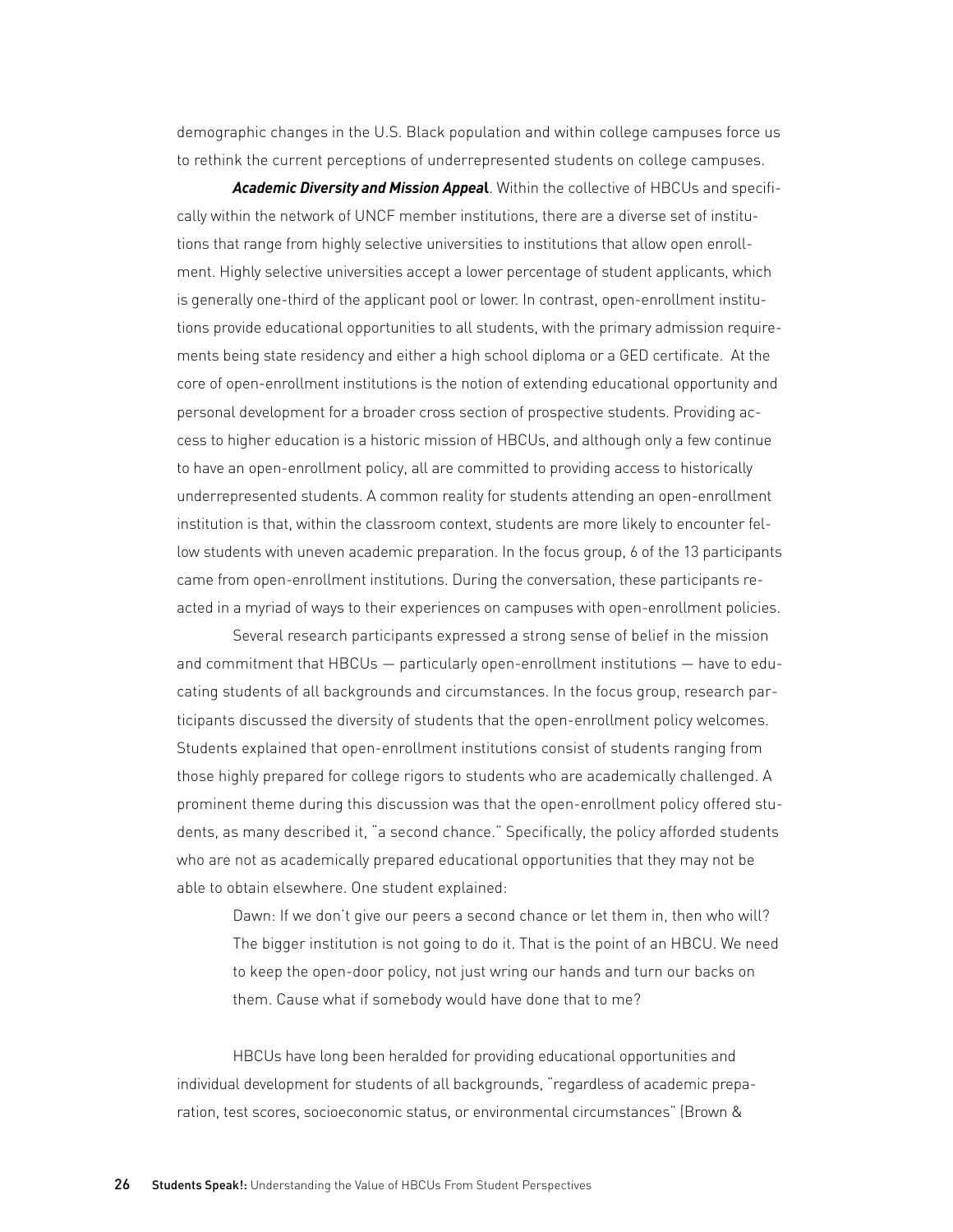demographic changes in the U.S. Black population and within college campuses force us to rethink the current perceptions of underrepresented students on college campuses.

***Academic Diversity and Mission Appeal***. Within the collective of HBCUs and specifically within the network of UNCF member institutions, there are a diverse set of institutions that range from highly selective universities to institutions that allow open enrollment. Highly selective universities accept a lower percentage of student applicants, which is generally one-third of the applicant pool or lower. In contrast, open-enrollment institutions provide educational opportunities to all students, with the primary admission requirements being state residency and either a high school diploma or a GED certificate. At the core of open-enrollment institutions is the notion of extending educational opportunity and personal development for a broader cross section of prospective students. Providing access to higher education is a historic mission of HBCUs, and although only a few continue to have an open-enrollment policy, all are committed to providing access to historically underrepresented students. A common reality for students attending an open-enrollment institution is that, within the classroom context, students are more likely to encounter fellow students with uneven academic preparation. In the focus group, 6 of the 13 participants came from open-enrollment institutions. During the conversation, these participants reacted in a myriad of ways to their experiences on campuses with open-enrollment policies.

Several research participants expressed a strong sense of belief in the mission and commitment that HBCUs — particularly open-enrollment institutions — have to educating students of all backgrounds and circumstances. In the focus group, research participants discussed the diversity of students that the open-enrollment policy welcomes. Students explained that open-enrollment institutions consist of students ranging from those highly prepared for college rigors to students who are academically challenged. A prominent theme during this discussion was that the open-enrollment policy offered students, as many described it, "a second chance." Specifically, the policy afforded students who are not as academically prepared educational opportunities that they may not be able to obtain elsewhere. One student explained:

> Dawn: If we don't give our peers a second chance or let them in, then who will? The bigger institution is not going to do it. That is the point of an HBCU. We need to keep the open-door policy, not just wring our hands and turn our backs on them. Cause what if somebody would have done that to me?

HBCUs have long been heralded for providing educational opportunities and individual development for students of all backgrounds, "regardless of academic preparation, test scores, socioeconomic status, or environmental circumstances" (Brown &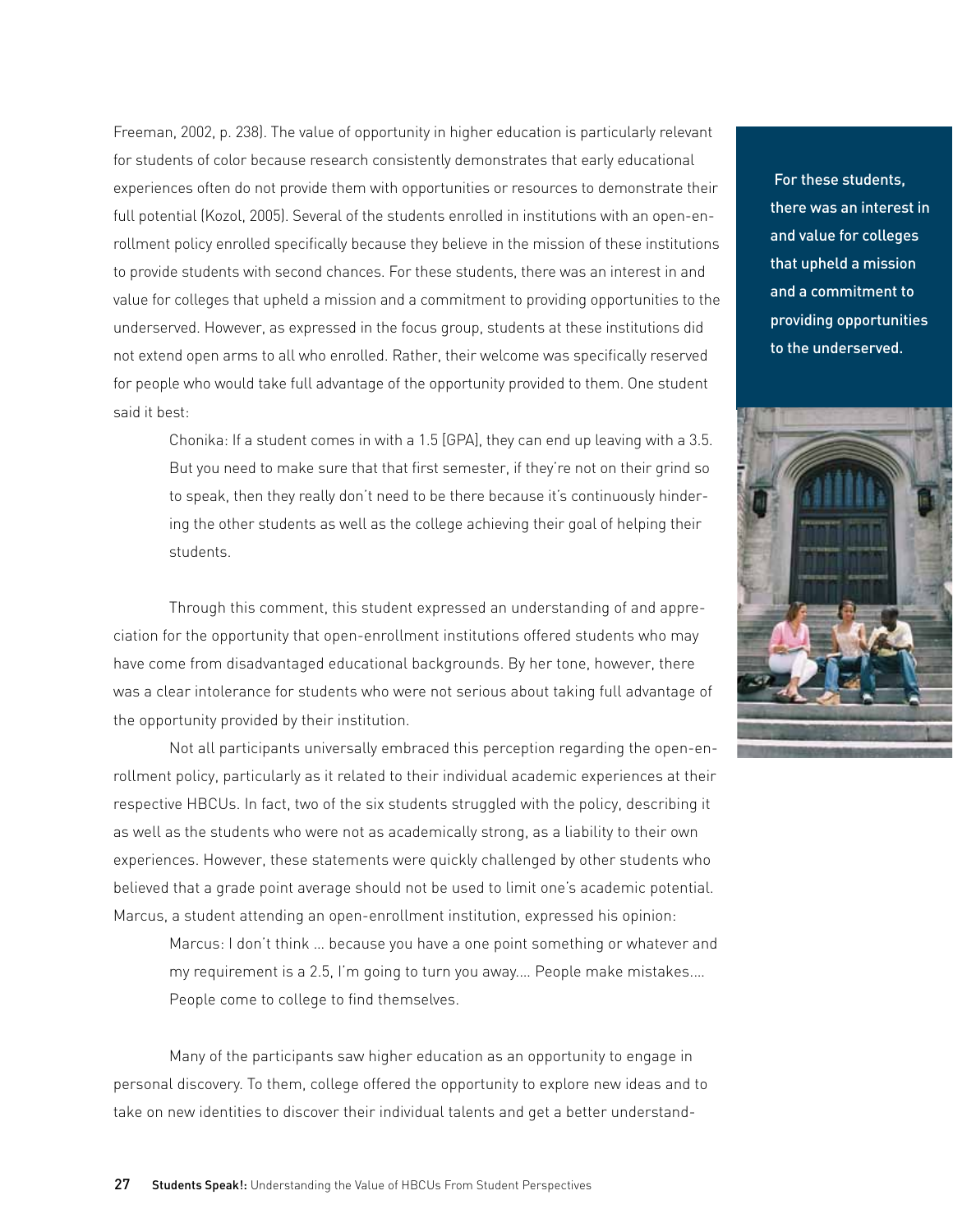Freeman, 2002, p. 238). The value of opportunity in higher education is particularly relevant for students of color because research consistently demonstrates that early educational experiences often do not provide them with opportunities or resources to demonstrate their full potential (Kozol, 2005). Several of the students enrolled in institutions with an open-enrollment policy enrolled specifically because they believe in the mission of these institutions to provide students with second chances. For these students, there was an interest in and value for colleges that upheld a mission and a commitment to providing opportunities to the underserved. However, as expressed in the focus group, students at these institutions did not extend open arms to all who enrolled. Rather, their welcome was specifically reserved for people who would take full advantage of the opportunity provided to them. One student said it best:

> Chonika: If a student comes in with a 1.5 [GPA], they can end up leaving with a 3.5. But you need to make sure that that first semester, if they're not on their grind so to speak, then they really don't need to be there because it's continuously hindering the other students as well as the college achieving their goal of helping their students.

Through this comment, this student expressed an understanding of and appreciation for the opportunity that open-enrollment institutions offered students who may have come from disadvantaged educational backgrounds. By her tone, however, there was a clear intolerance for students who were not serious about taking full advantage of the opportunity provided by their institution.

Not all participants universally embraced this perception regarding the open-enrollment policy, particularly as it related to their individual academic experiences at their respective HBCUs. In fact, two of the six students struggled with the policy, describing it as well as the students who were not as academically strong, as a liability to their own experiences. However, these statements were quickly challenged by other students who believed that a grade point average should not be used to limit one's academic potential. Marcus, a student attending an open-enrollment institution, expressed his opinion:

> Marcus: I don't think … because you have a one point something or whatever and my requirement is a 2.5, I'm going to turn you away.… People make mistakes.… People come to college to find themselves.

Many of the participants saw higher education as an opportunity to engage in personal discovery. To them, college offered the opportunity to explore new ideas and to take on new identities to discover their individual talents and get a better understand-

**For these students, there was an interest in and value for colleges that upheld a mission and a commitment to providing opportunities to the underserved.**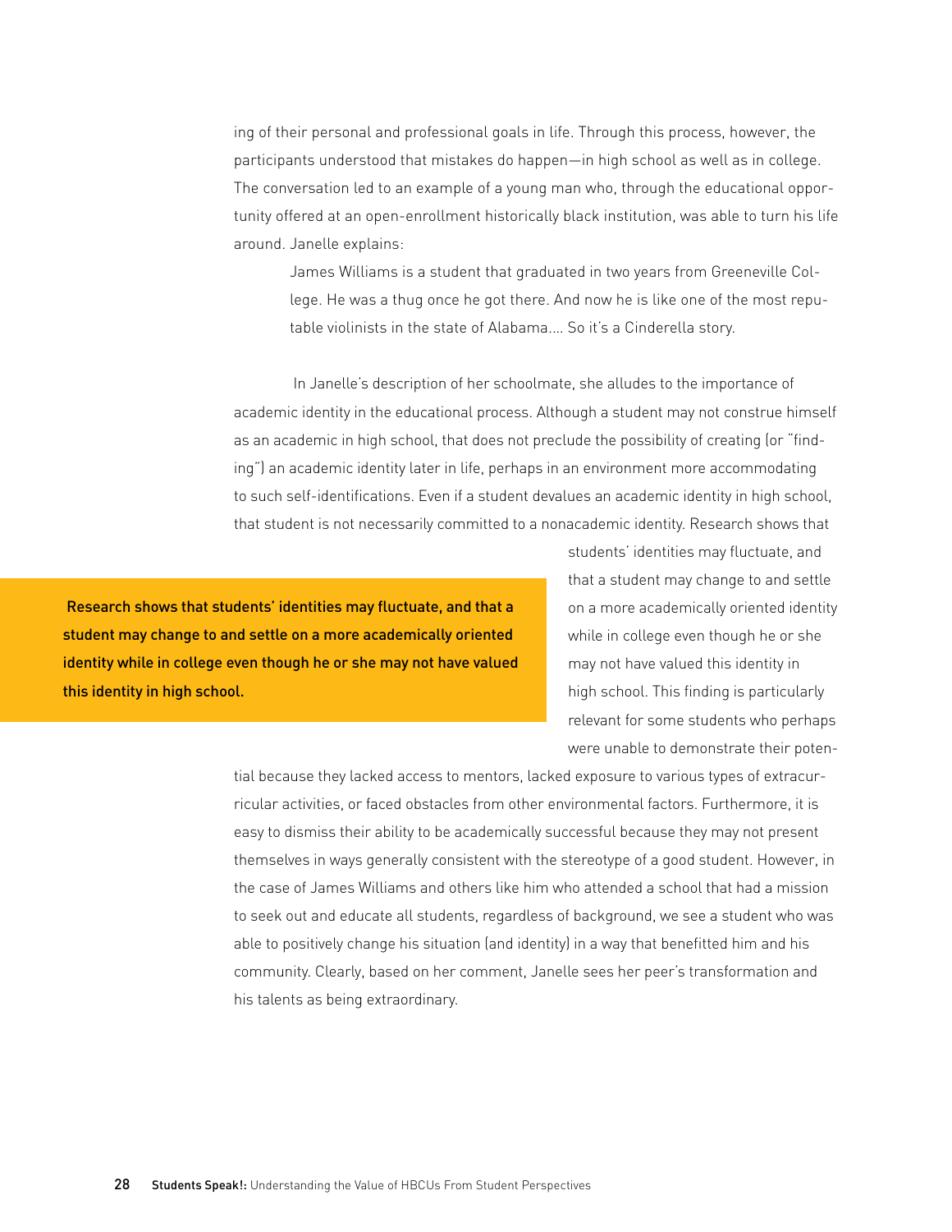ing of their personal and professional goals in life. Through this process, however, the participants understood that mistakes do happen—in high school as well as in college. The conversation led to an example of a young man who, through the educational opportunity offered at an open-enrollment historically black institution, was able to turn his life around. Janelle explains:

> James Williams is a student that graduated in two years from Greeneville College. He was a thug once he got there. And now he is like one of the most reputable violinists in the state of Alabama.... So it's a Cinderella story.

In Janelle's description of her schoolmate, she alludes to the importance of academic identity in the educational process. Although a student may not construe himself as an academic in high school, that does not preclude the possibility of creating (or "finding") an academic identity later in life, perhaps in an environment more accommodating to such self-identifications. Even if a student devalues an academic identity in high school, that student is not necessarily committed to a nonacademic identity. Research shows that students' identities may fluctuate, and that a student may change to and settle on a more academically oriented identity while in college even though he or she may not have valued this identity in high school. This finding is particularly relevant for some students who perhaps were unable to demonstrate their potential because they lacked access to mentors, lacked exposure to various types of extracurricular activities, or faced obstacles from other environmental factors. Furthermore, it is easy to dismiss their ability to be academically successful because they may not present themselves in ways generally consistent with the stereotype of a good student. However, in the case of James Williams and others like him who attended a school that had a mission to seek out and educate all students, regardless of background, we see a student who was able to positively change his situation (and identity) in a way that benefitted him and his community. Clearly, based on her comment, Janelle sees her peer's transformation and his talents as being extraordinary.

**Research shows that students' identities may fluctuate, and that a student may change to and settle on a more academically oriented identity while in college even though he or she may not have valued this identity in high school.**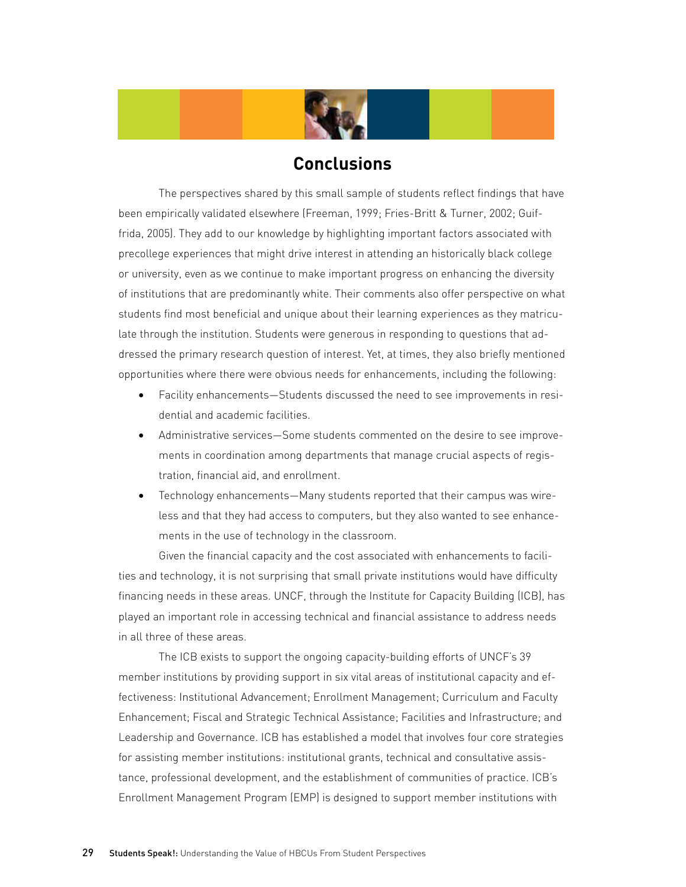## Conclusions

The perspectives shared by this small sample of students reflect findings that have been empirically validated elsewhere (Freeman, 1999; Fries-Britt & Turner, 2002; Guiffrida, 2005). They add to our knowledge by highlighting important factors associated with precollege experiences that might drive interest in attending an historically black college or university, even as we continue to make important progress on enhancing the diversity of institutions that are predominantly white. Their comments also offer perspective on what students find most beneficial and unique about their learning experiences as they matriculate through the institution. Students were generous in responding to questions that addressed the primary research question of interest. Yet, at times, they also briefly mentioned opportunities where there were obvious needs for enhancements, including the following:

- Facility enhancements—Students discussed the need to see improvements in residential and academic facilities.
- Administrative services—Some students commented on the desire to see improvements in coordination among departments that manage crucial aspects of registration, financial aid, and enrollment.
- Technology enhancements—Many students reported that their campus was wireless and that they had access to computers, but they also wanted to see enhancements in the use of technology in the classroom.

Given the financial capacity and the cost associated with enhancements to facilities and technology, it is not surprising that small private institutions would have difficulty financing needs in these areas. UNCF, through the Institute for Capacity Building (ICB), has played an important role in accessing technical and financial assistance to address needs in all three of these areas.

The ICB exists to support the ongoing capacity-building efforts of UNCF's 39 member institutions by providing support in six vital areas of institutional capacity and effectiveness: Institutional Advancement; Enrollment Management; Curriculum and Faculty Enhancement; Fiscal and Strategic Technical Assistance; Facilities and Infrastructure; and Leadership and Governance. ICB has established a model that involves four core strategies for assisting member institutions: institutional grants, technical and consultative assistance, professional development, and the establishment of communities of practice. ICB's Enrollment Management Program (EMP) is designed to support member institutions with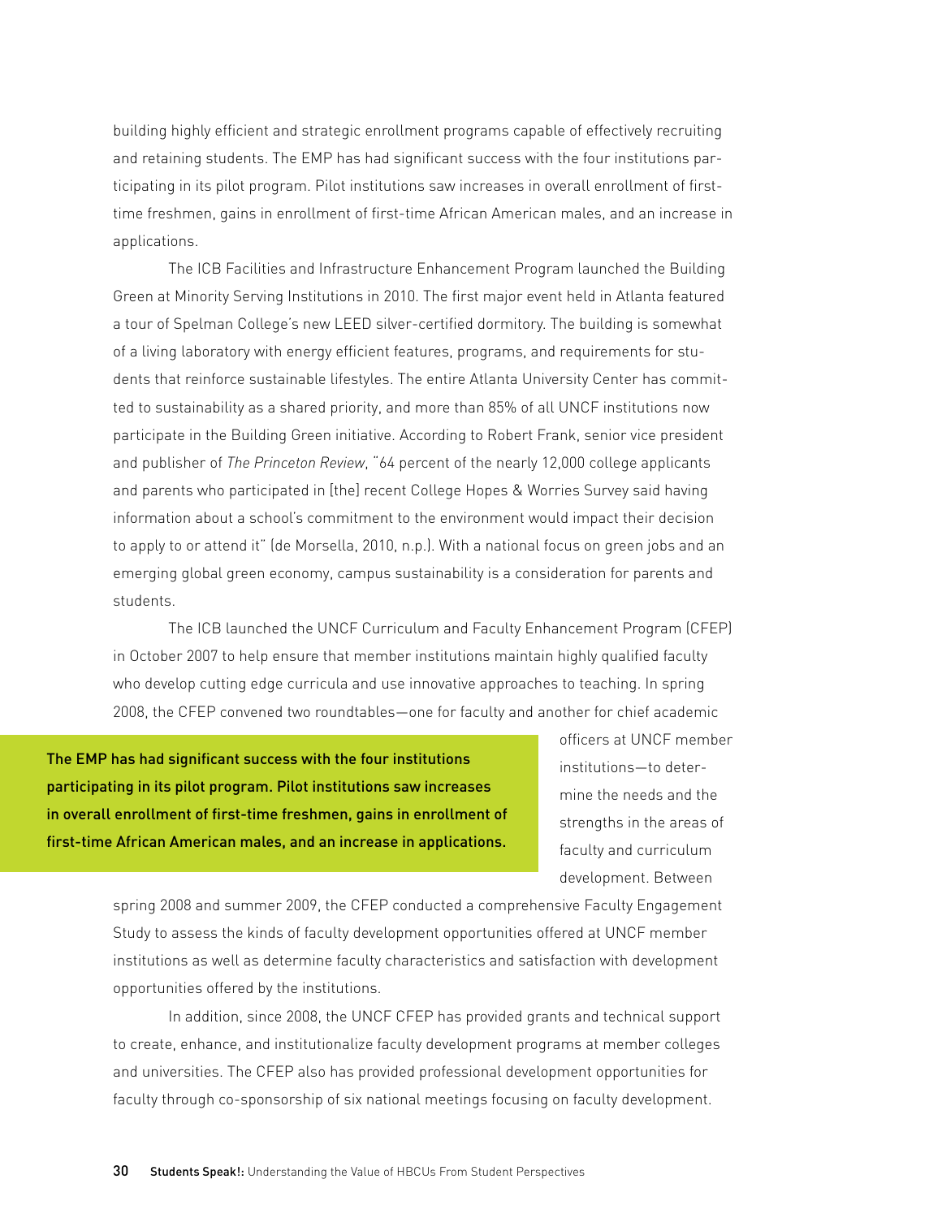building highly efficient and strategic enrollment programs capable of effectively recruiting and retaining students. The EMP has had significant success with the four institutions participating in its pilot program. Pilot institutions saw increases in overall enrollment of first-time freshmen, gains in enrollment of first-time African American males, and an increase in applications.

The ICB Facilities and Infrastructure Enhancement Program launched the Building Green at Minority Serving Institutions in 2010. The first major event held in Atlanta featured a tour of Spelman College's new LEED silver-certified dormitory. The building is somewhat of a living laboratory with energy efficient features, programs, and requirements for students that reinforce sustainable lifestyles. The entire Atlanta University Center has committed to sustainability as a shared priority, and more than 85% of all UNCF institutions now participate in the Building Green initiative. According to Robert Frank, senior vice president and publisher of *The Princeton Review*, "64 percent of the nearly 12,000 college applicants and parents who participated in [the] recent College Hopes & Worries Survey said having information about a school's commitment to the environment would impact their decision to apply to or attend it" (de Morsella, 2010, n.p.). With a national focus on green jobs and an emerging global green economy, campus sustainability is a consideration for parents and students.

The ICB launched the UNCF Curriculum and Faculty Enhancement Program (CFEP) in October 2007 to help ensure that member institutions maintain highly qualified faculty who develop cutting edge curricula and use innovative approaches to teaching. In spring 2008, the CFEP convened two roundtables—one for faculty and another for chief academic officers at UNCF member institutions—to determine the needs and the strengths in the areas of faculty and curriculum development. Between spring 2008 and summer 2009, the CFEP conducted a comprehensive Faculty Engagement Study to assess the kinds of faculty development opportunities offered at UNCF member institutions as well as determine faculty characteristics and satisfaction with development opportunities offered by the institutions.

> **The EMP has had significant success with the four institutions participating in its pilot program. Pilot institutions saw increases in overall enrollment of first-time freshmen, gains in enrollment of first-time African American males, and an increase in applications.**

In addition, since 2008, the UNCF CFEP has provided grants and technical support to create, enhance, and institutionalize faculty development programs at member colleges and universities. The CFEP also has provided professional development opportunities for faculty through co-sponsorship of six national meetings focusing on faculty development.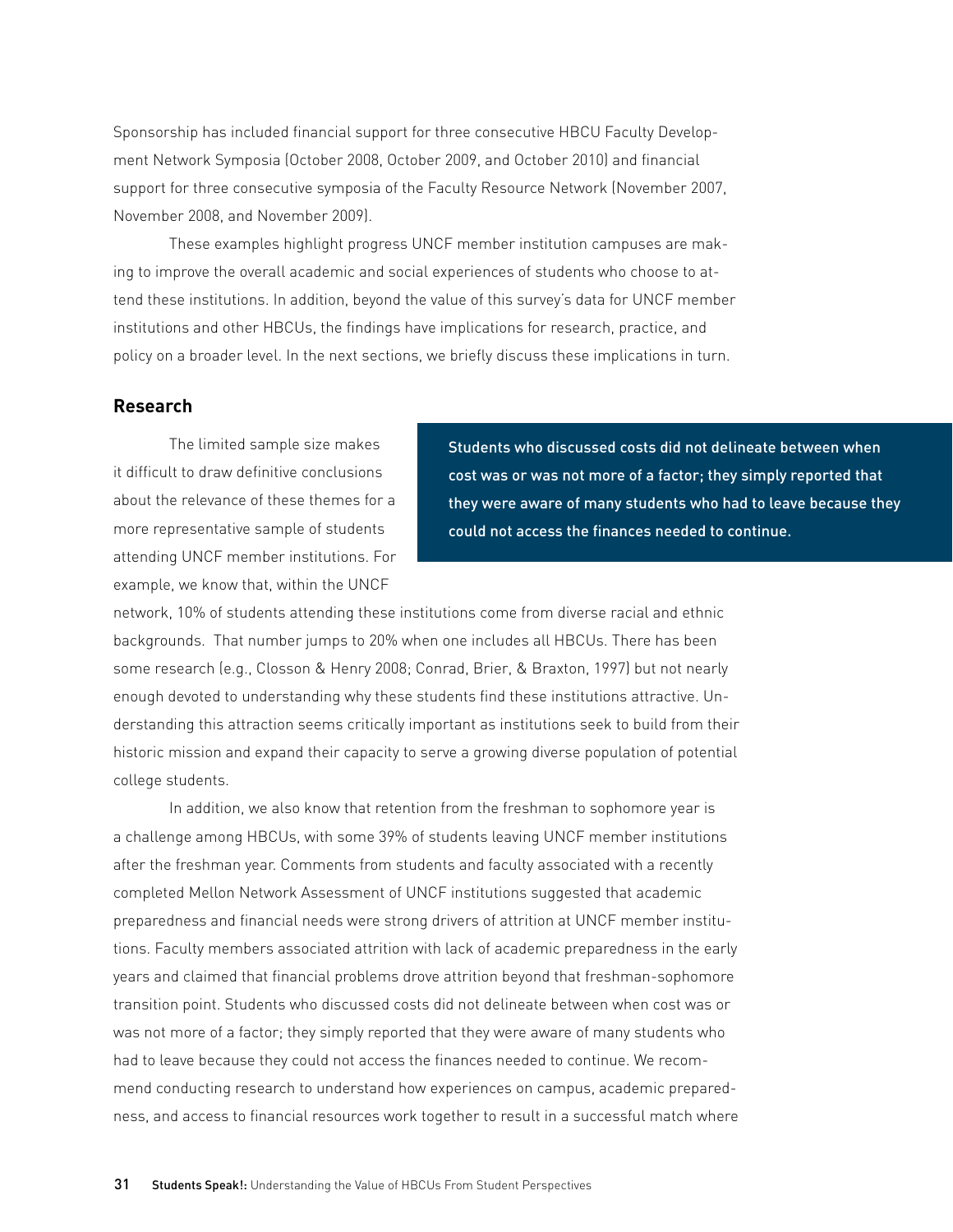Sponsorship has included financial support for three consecutive HBCU Faculty Development Network Symposia (October 2008, October 2009, and October 2010) and financial support for three consecutive symposia of the Faculty Resource Network (November 2007, November 2008, and November 2009).

These examples highlight progress UNCF member institution campuses are making to improve the overall academic and social experiences of students who choose to attend these institutions. In addition, beyond the value of this survey's data for UNCF member institutions and other HBCUs, the findings have implications for research, practice, and policy on a broader level. In the next sections, we briefly discuss these implications in turn.

## Research

> Students who discussed costs did not delineate between when cost was or was not more of a factor; they simply reported that they were aware of many students who had to leave because they could not access the finances needed to continue.

The limited sample size makes it difficult to draw definitive conclusions about the relevance of these themes for a more representative sample of students attending UNCF member institutions. For example, we know that, within the UNCF network, 10% of students attending these institutions come from diverse racial and ethnic backgrounds. That number jumps to 20% when one includes all HBCUs. There has been some research (e.g., Closson & Henry 2008; Conrad, Brier, & Braxton, 1997) but not nearly enough devoted to understanding why these students find these institutions attractive. Understanding this attraction seems critically important as institutions seek to build from their historic mission and expand their capacity to serve a growing diverse population of potential college students.

In addition, we also know that retention from the freshman to sophomore year is a challenge among HBCUs, with some 39% of students leaving UNCF member institutions after the freshman year. Comments from students and faculty associated with a recently completed Mellon Network Assessment of UNCF institutions suggested that academic preparedness and financial needs were strong drivers of attrition at UNCF member institutions. Faculty members associated attrition with lack of academic preparedness in the early years and claimed that financial problems drove attrition beyond that freshman-sophomore transition point. Students who discussed costs did not delineate between when cost was or was not more of a factor; they simply reported that they were aware of many students who had to leave because they could not access the finances needed to continue. We recommend conducting research to understand how experiences on campus, academic preparedness, and access to financial resources work together to result in a successful match where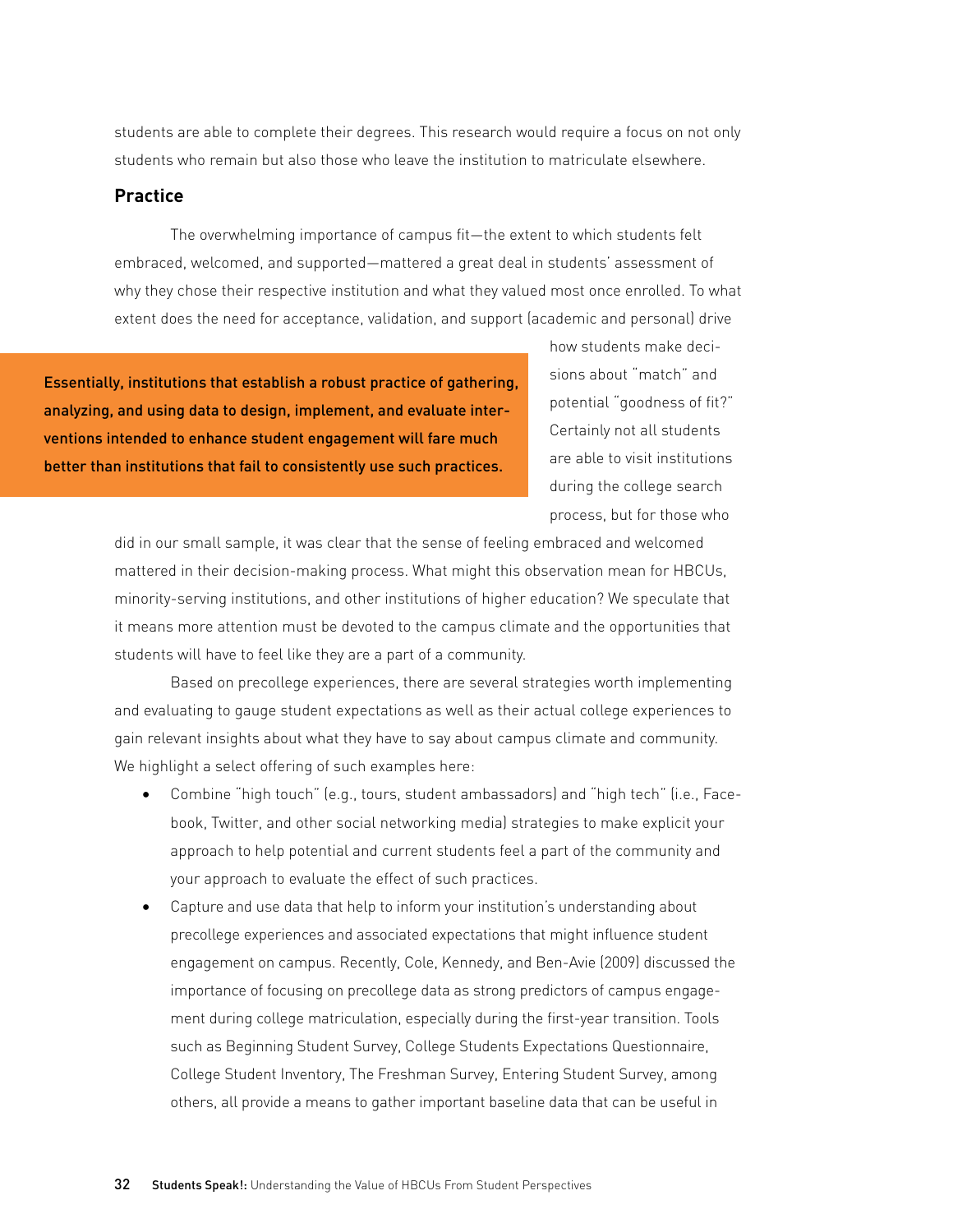students are able to complete their degrees. This research would require a focus on not only students who remain but also those who leave the institution to matriculate elsewhere.

### Practice

The overwhelming importance of campus fit—the extent to which students felt embraced, welcomed, and supported—mattered a great deal in students' assessment of why they chose their respective institution and what they valued most once enrolled. To what extent does the need for acceptance, validation, and support (academic and personal) drive how students make decisions about "match" and potential "goodness of fit?" Certainly not all students are able to visit institutions during the college search process, but for those who did in our small sample, it was clear that the sense of feeling embraced and welcomed mattered in their decision-making process. What might this observation mean for HBCUs, minority-serving institutions, and other institutions of higher education? We speculate that it means more attention must be devoted to the campus climate and the opportunities that students will have to feel like they are a part of a community.

**Essentially, institutions that establish a robust practice of gathering, analyzing, and using data to design, implement, and evaluate interventions intended to enhance student engagement will fare much better than institutions that fail to consistently use such practices.**

Based on precollege experiences, there are several strategies worth implementing and evaluating to gauge student expectations as well as their actual college experiences to gain relevant insights about what they have to say about campus climate and community. We highlight a select offering of such examples here:

- Combine "high touch" (e.g., tours, student ambassadors) and "high tech" (i.e., Facebook, Twitter, and other social networking media) strategies to make explicit your approach to help potential and current students feel a part of the community and your approach to evaluate the effect of such practices.
- Capture and use data that help to inform your institution's understanding about precollege experiences and associated expectations that might influence student engagement on campus. Recently, Cole, Kennedy, and Ben-Avie (2009) discussed the importance of focusing on precollege data as strong predictors of campus engagement during college matriculation, especially during the first-year transition. Tools such as Beginning Student Survey, College Students Expectations Questionnaire, College Student Inventory, The Freshman Survey, Entering Student Survey, among others, all provide a means to gather important baseline data that can be useful in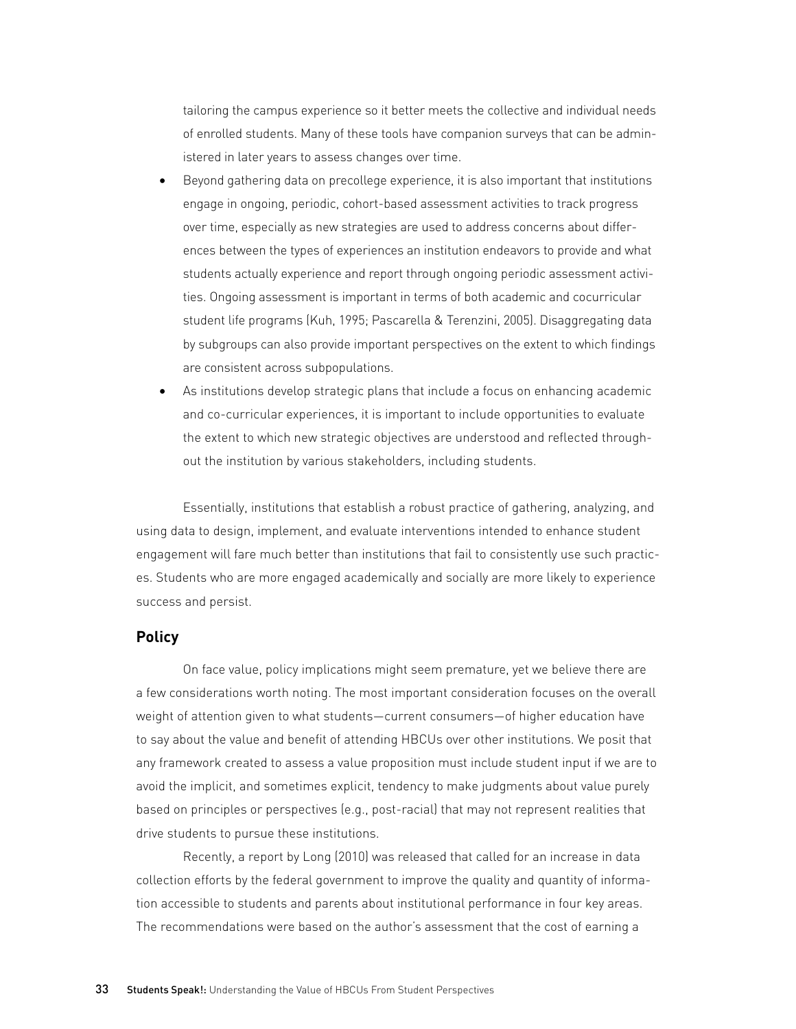tailoring the campus experience so it better meets the collective and individual needs of enrolled students. Many of these tools have companion surveys that can be administered in later years to assess changes over time.

- Beyond gathering data on precollege experience, it is also important that institutions engage in ongoing, periodic, cohort-based assessment activities to track progress over time, especially as new strategies are used to address concerns about differences between the types of experiences an institution endeavors to provide and what students actually experience and report through ongoing periodic assessment activities. Ongoing assessment is important in terms of both academic and cocurricular student life programs (Kuh, 1995; Pascarella & Terenzini, 2005). Disaggregating data by subgroups can also provide important perspectives on the extent to which findings are consistent across subpopulations.
- As institutions develop strategic plans that include a focus on enhancing academic and co-curricular experiences, it is important to include opportunities to evaluate the extent to which new strategic objectives are understood and reflected throughout the institution by various stakeholders, including students.

Essentially, institutions that establish a robust practice of gathering, analyzing, and using data to design, implement, and evaluate interventions intended to enhance student engagement will fare much better than institutions that fail to consistently use such practices. Students who are more engaged academically and socially are more likely to experience success and persist.

## Policy

On face value, policy implications might seem premature, yet we believe there are a few considerations worth noting. The most important consideration focuses on the overall weight of attention given to what students—current consumers—of higher education have to say about the value and benefit of attending HBCUs over other institutions. We posit that any framework created to assess a value proposition must include student input if we are to avoid the implicit, and sometimes explicit, tendency to make judgments about value purely based on principles or perspectives (e.g., post-racial) that may not represent realities that drive students to pursue these institutions.

Recently, a report by Long (2010) was released that called for an increase in data collection efforts by the federal government to improve the quality and quantity of information accessible to students and parents about institutional performance in four key areas. The recommendations were based on the author's assessment that the cost of earning a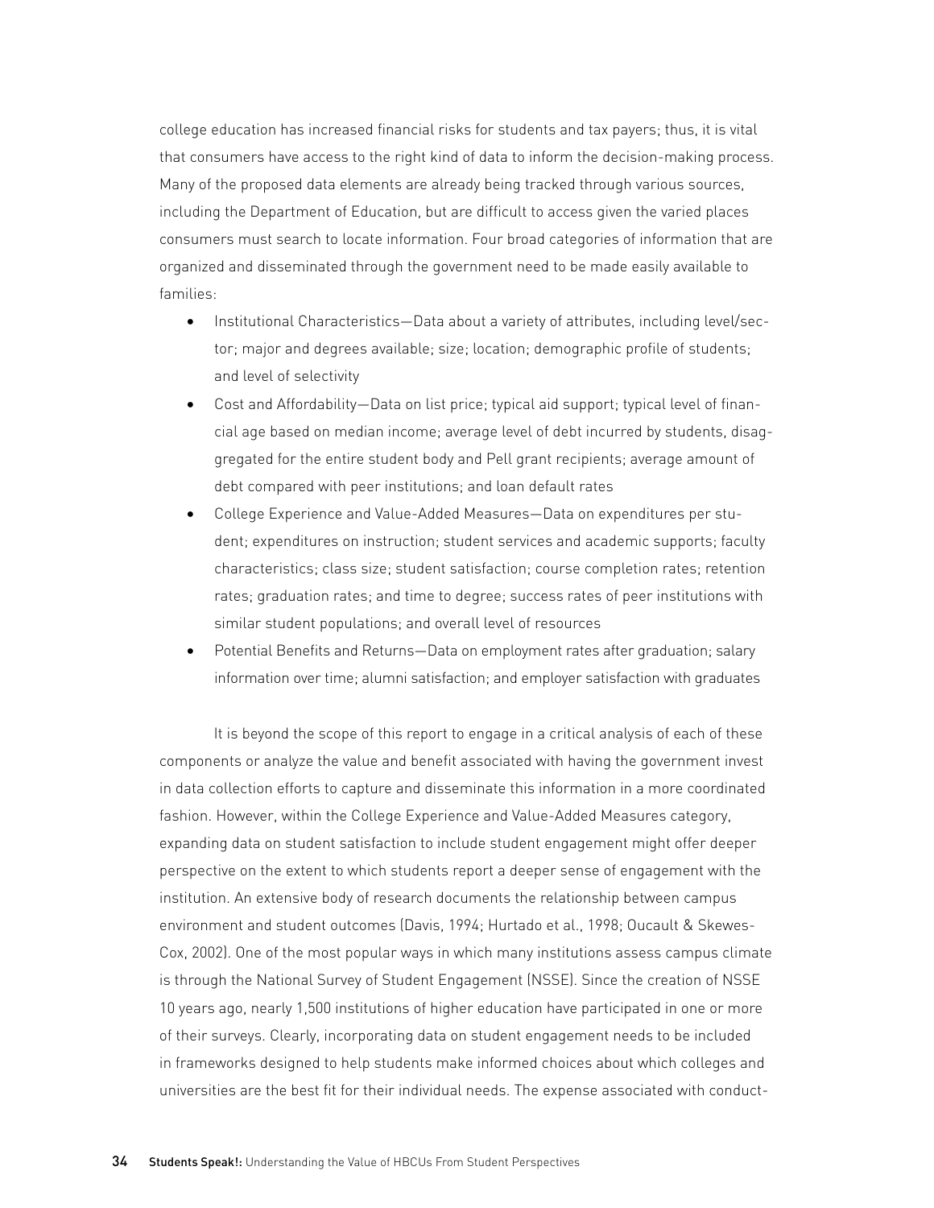college education has increased financial risks for students and tax payers; thus, it is vital that consumers have access to the right kind of data to inform the decision-making process. Many of the proposed data elements are already being tracked through various sources, including the Department of Education, but are difficult to access given the varied places consumers must search to locate information. Four broad categories of information that are organized and disseminated through the government need to be made easily available to families:

- Institutional Characteristics—Data about a variety of attributes, including level/sector; major and degrees available; size; location; demographic profile of students; and level of selectivity
- Cost and Affordability—Data on list price; typical aid support; typical level of financial age based on median income; average level of debt incurred by students, disaggregated for the entire student body and Pell grant recipients; average amount of debt compared with peer institutions; and loan default rates
- College Experience and Value-Added Measures—Data on expenditures per student; expenditures on instruction; student services and academic supports; faculty characteristics; class size; student satisfaction; course completion rates; retention rates; graduation rates; and time to degree; success rates of peer institutions with similar student populations; and overall level of resources
- Potential Benefits and Returns—Data on employment rates after graduation; salary information over time; alumni satisfaction; and employer satisfaction with graduates

It is beyond the scope of this report to engage in a critical analysis of each of these components or analyze the value and benefit associated with having the government invest in data collection efforts to capture and disseminate this information in a more coordinated fashion. However, within the College Experience and Value-Added Measures category, expanding data on student satisfaction to include student engagement might offer deeper perspective on the extent to which students report a deeper sense of engagement with the institution. An extensive body of research documents the relationship between campus environment and student outcomes (Davis, 1994; Hurtado et al., 1998; Oucault & Skewes-Cox, 2002). One of the most popular ways in which many institutions assess campus climate is through the National Survey of Student Engagement (NSSE). Since the creation of NSSE 10 years ago, nearly 1,500 institutions of higher education have participated in one or more of their surveys. Clearly, incorporating data on student engagement needs to be included in frameworks designed to help students make informed choices about which colleges and universities are the best fit for their individual needs. The expense associated with conduct-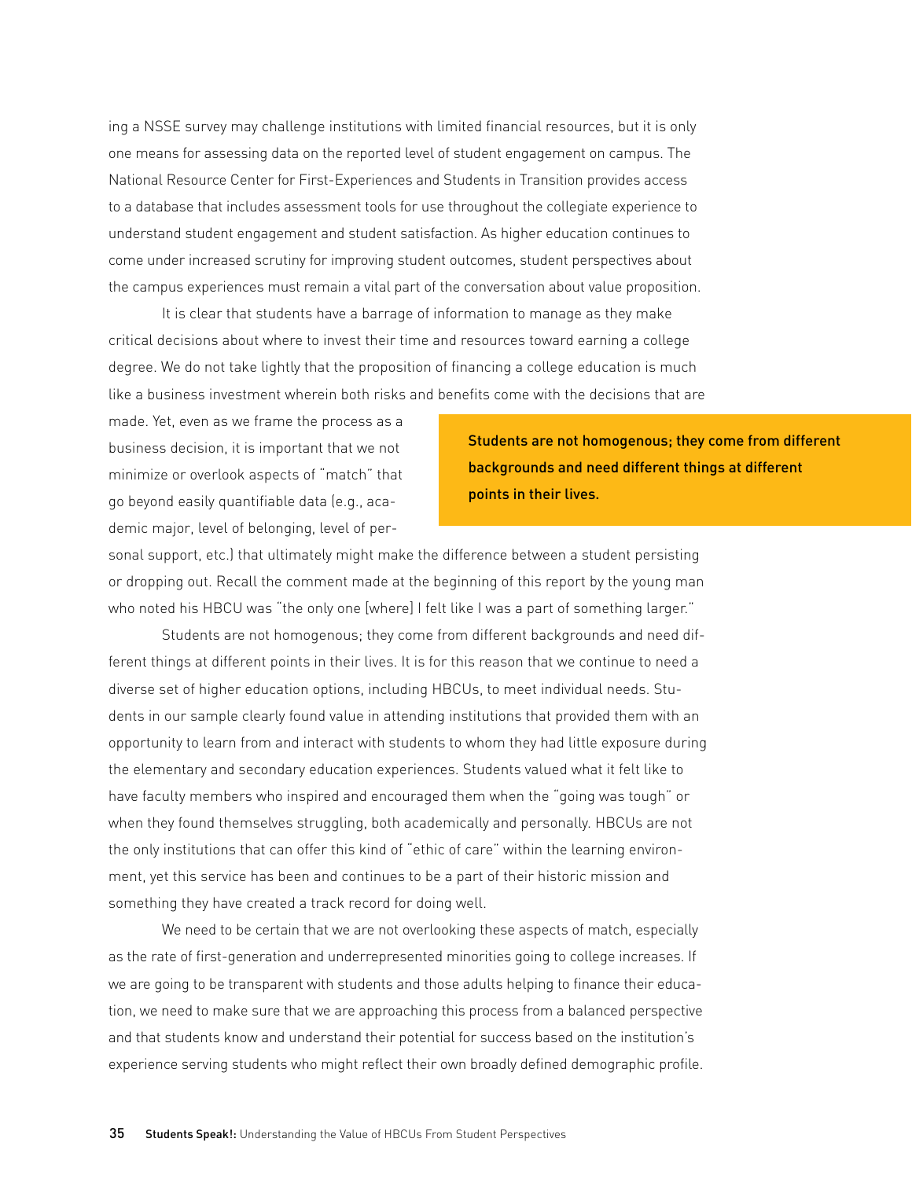ing a NSSE survey may challenge institutions with limited financial resources, but it is only one means for assessing data on the reported level of student engagement on campus. The National Resource Center for First-Experiences and Students in Transition provides access to a database that includes assessment tools for use throughout the collegiate experience to understand student engagement and student satisfaction. As higher education continues to come under increased scrutiny for improving student outcomes, student perspectives about the campus experiences must remain a vital part of the conversation about value proposition.

It is clear that students have a barrage of information to manage as they make critical decisions about where to invest their time and resources toward earning a college degree. We do not take lightly that the proposition of financing a college education is much like a business investment wherein both risks and benefits come with the decisions that are made. Yet, even as we frame the process as a business decision, it is important that we not minimize or overlook aspects of "match" that go beyond easily quantifiable data (e.g., academic major, level of belonging, level of personal support, etc.) that ultimately might make the difference between a student persisting or dropping out. Recall the comment made at the beginning of this report by the young man who noted his HBCU was "the only one [where] I felt like I was a part of something larger."

> **Students are not homogenous; they come from different backgrounds and need different things at different points in their lives.**

Students are not homogenous; they come from different backgrounds and need different things at different points in their lives. It is for this reason that we continue to need a diverse set of higher education options, including HBCUs, to meet individual needs. Students in our sample clearly found value in attending institutions that provided them with an opportunity to learn from and interact with students to whom they had little exposure during the elementary and secondary education experiences. Students valued what it felt like to have faculty members who inspired and encouraged them when the "going was tough" or when they found themselves struggling, both academically and personally. HBCUs are not the only institutions that can offer this kind of "ethic of care" within the learning environment, yet this service has been and continues to be a part of their historic mission and something they have created a track record for doing well.

We need to be certain that we are not overlooking these aspects of match, especially as the rate of first-generation and underrepresented minorities going to college increases. If we are going to be transparent with students and those adults helping to finance their education, we need to make sure that we are approaching this process from a balanced perspective and that students know and understand their potential for success based on the institution's experience serving students who might reflect their own broadly defined demographic profile.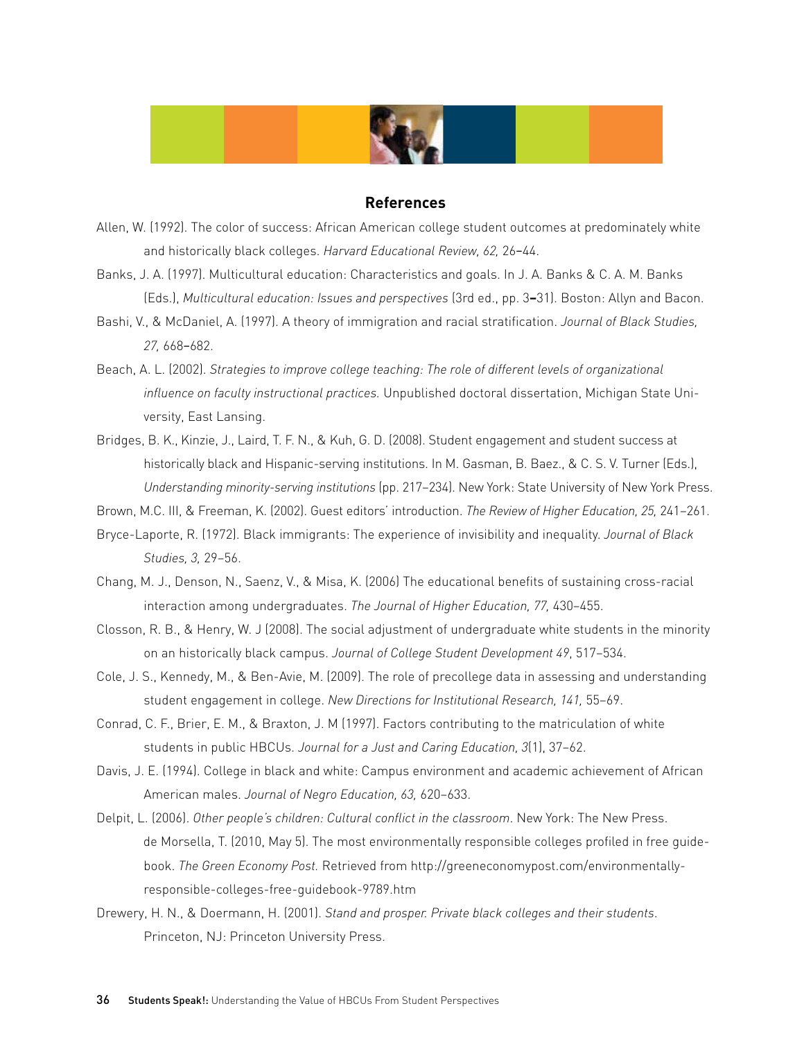## References

Allen, W. (1992). The color of success: African American college student outcomes at predominately white and historically black colleges. *Harvard Educational Review, 62,* 26–44.

Banks, J. A. (1997). Multicultural education: Characteristics and goals. In J. A. Banks & C. A. M. Banks (Eds.), *Multicultural education: Issues and perspectives* (3rd ed., pp. 3–31). Boston: Allyn and Bacon.

Bashi, V., & McDaniel, A. (1997). A theory of immigration and racial stratification. *Journal of Black Studies, 27,* 668–682.

Beach, A. L. (2002). *Strategies to improve college teaching: The role of different levels of organizational influence on faculty instructional practices.* Unpublished doctoral dissertation, Michigan State University, East Lansing.

Bridges, B. K., Kinzie, J., Laird, T. F. N., & Kuh, G. D. (2008). Student engagement and student success at historically black and Hispanic-serving institutions. In M. Gasman, B. Baez., & C. S. V. Turner (Eds.), *Understanding minority-serving institutions* (pp. 217–234). New York: State University of New York Press.

Brown, M.C. III, & Freeman, K. (2002). Guest editors' introduction. *The Review of Higher Education, 25,* 241–261.

Bryce-Laporte, R. (1972). Black immigrants: The experience of invisibility and inequality. *Journal of Black Studies, 3,* 29–56.

Chang, M. J., Denson, N., Saenz, V., & Misa, K. (2006) The educational benefits of sustaining cross-racial interaction among undergraduates. *The Journal of Higher Education, 77,* 430–455.

Closson, R. B., & Henry, W. J (2008). The social adjustment of undergraduate white students in the minority on an historically black campus. *Journal of College Student Development 49*, 517–534.

Cole, J. S., Kennedy, M., & Ben-Avie, M. (2009). The role of precollege data in assessing and understanding student engagement in college. *New Directions for Institutional Research, 141,* 55–69.

Conrad, C. F., Brier, E. M., & Braxton, J. M (1997). Factors contributing to the matriculation of white students in public HBCUs. *Journal for a Just and Caring Education, 3*(1), 37–62.

Davis, J. E. (1994). College in black and white: Campus environment and academic achievement of African American males. *Journal of Negro Education, 63,* 620–633.

Delpit, L. (2006). *Other people's children: Cultural conflict in the classroom*. New York: The New Press.

de Morsella, T. (2010, May 5). The most environmentally responsible colleges profiled in free guidebook. *The Green Economy Post.* Retrieved from http://greeneconomypost.com/environmentally-responsible-colleges-free-guidebook-9789.htm

Drewery, H. N., & Doermann, H. (2001). *Stand and prosper. Private black colleges and their students*. Princeton, NJ: Princeton University Press.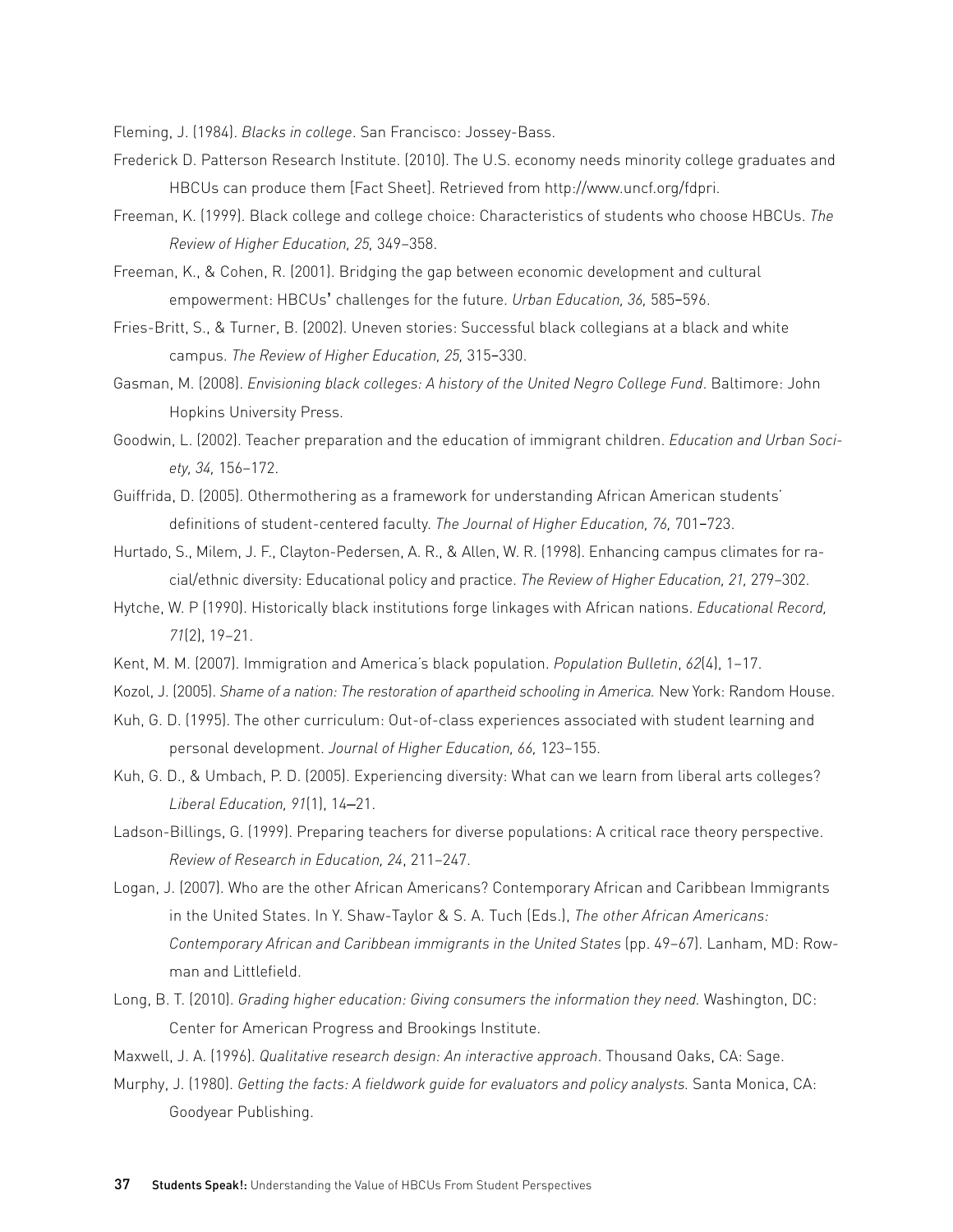Fleming, J. (1984). *Blacks in college*. San Francisco: Jossey-Bass.

Frederick D. Patterson Research Institute. (2010). The U.S. economy needs minority college graduates and HBCUs can produce them [Fact Sheet]. Retrieved from http://www.uncf.org/fdpri.

Freeman, K. (1999). Black college and college choice: Characteristics of students who choose HBCUs. *The Review of Higher Education, 25,* 349–358.

Freeman, K., & Cohen, R. (2001). Bridging the gap between economic development and cultural empowerment: HBCUs' challenges for the future. *Urban Education, 36,* 585–596.

Fries-Britt, S., & Turner, B. (2002). Uneven stories: Successful black collegians at a black and white campus. *The Review of Higher Education, 25,* 315–330.

Gasman, M. (2008). *Envisioning black colleges: A history of the United Negro College Fund*. Baltimore: John Hopkins University Press.

Goodwin, L. (2002). Teacher preparation and the education of immigrant children. *Education and Urban Society, 34,* 156–172.

Guiffrida, D. (2005). Othermothering as a framework for understanding African American students' definitions of student-centered faculty. *The Journal of Higher Education, 76,* 701–723.

Hurtado, S., Milem, J. F., Clayton-Pedersen, A. R., & Allen, W. R. (1998). Enhancing campus climates for racial/ethnic diversity: Educational policy and practice. *The Review of Higher Education, 21,* 279–302.

Hytche, W. P (1990). Historically black institutions forge linkages with African nations. *Educational Record, 71*(2), 19–21.

Kent, M. M. (2007). Immigration and America's black population. *Population Bulletin*, *62*(4), 1–17.

Kozol, J. (2005). *Shame of a nation: The restoration of apartheid schooling in America.* New York: Random House.

Kuh, G. D. (1995). The other curriculum: Out-of-class experiences associated with student learning and personal development. *Journal of Higher Education, 66,* 123–155.

Kuh, G. D., & Umbach, P. D. (2005). Experiencing diversity: What can we learn from liberal arts colleges? *Liberal Education, 91*(1), 14–21.

Ladson-Billings, G. (1999). Preparing teachers for diverse populations: A critical race theory perspective. *Review of Research in Education, 24*, 211–247.

Logan, J. (2007). Who are the other African Americans? Contemporary African and Caribbean Immigrants in the United States. In Y. Shaw-Taylor & S. A. Tuch (Eds.), *The other African Americans: Contemporary African and Caribbean immigrants in the United States* (pp. 49–67). Lanham, MD: Rowman and Littlefield.

Long, B. T. (2010). *Grading higher education: Giving consumers the information they need.* Washington, DC: Center for American Progress and Brookings Institute.

Maxwell, J. A. (1996). *Qualitative research design: An interactive approach*. Thousand Oaks, CA: Sage.

Murphy, J. (1980). *Getting the facts: A fieldwork guide for evaluators and policy analysts.* Santa Monica, CA: Goodyear Publishing.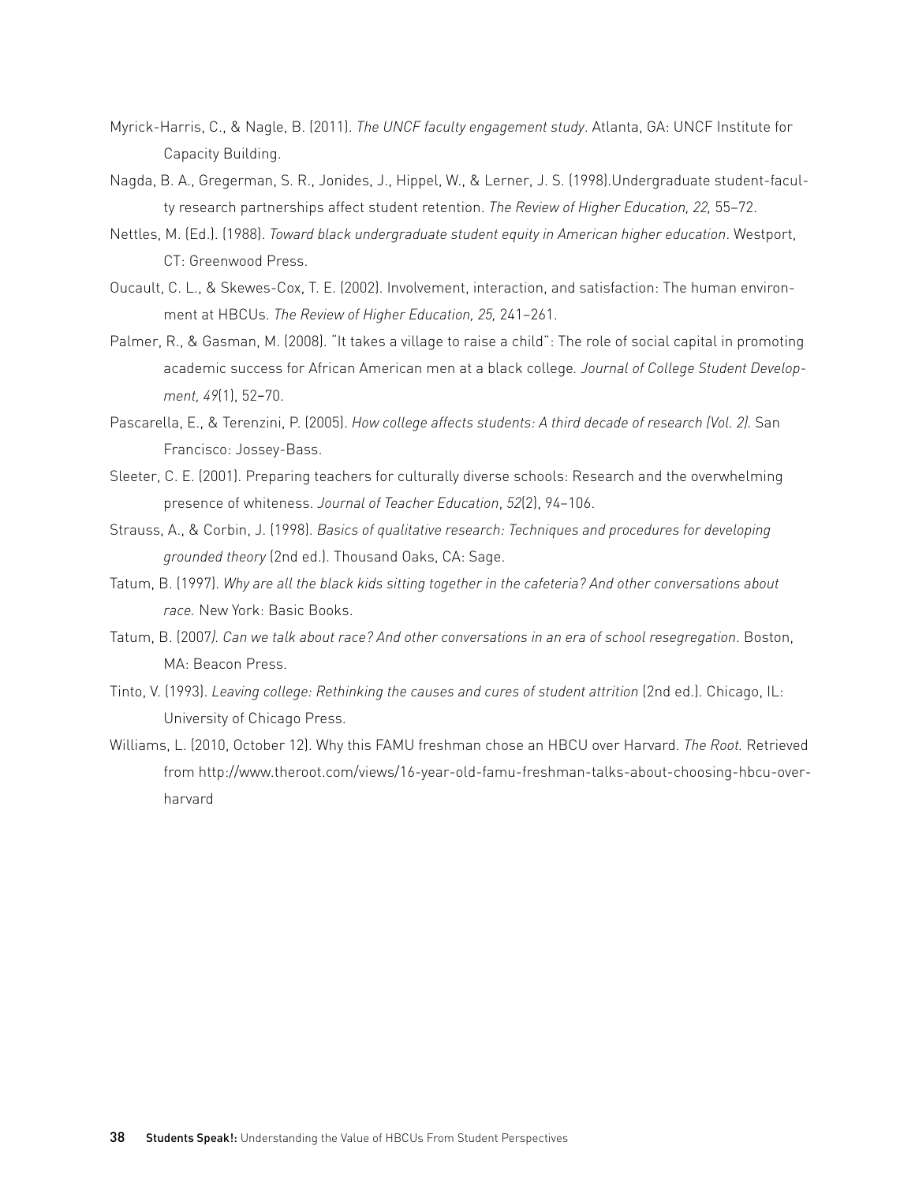Myrick-Harris, C., & Nagle, B. (2011). *The UNCF faculty engagement study*. Atlanta, GA: UNCF Institute for Capacity Building.

Nagda, B. A., Gregerman, S. R., Jonides, J., Hippel, W., & Lerner, J. S. (1998).Undergraduate student-faculty research partnerships affect student retention. *The Review of Higher Education, 22,* 55–72.

Nettles, M. (Ed.). (1988). *Toward black undergraduate student equity in American higher education*. Westport, CT: Greenwood Press.

Oucault, C. L., & Skewes-Cox, T. E. (2002). Involvement, interaction, and satisfaction: The human environment at HBCUs. *The Review of Higher Education, 25,* 241–261.

Palmer, R., & Gasman, M. (2008). "It takes a village to raise a child": The role of social capital in promoting academic success for African American men at a black college. *Journal of College Student Development, 49*(1), 52–70.

Pascarella, E., & Terenzini, P. (2005). *How college affects students: A third decade of research (Vol. 2).* San Francisco: Jossey-Bass.

Sleeter, C. E. (2001). Preparing teachers for culturally diverse schools: Research and the overwhelming presence of whiteness. *Journal of Teacher Education*, *52*(2), 94–106.

Strauss, A., & Corbin, J. (1998). *Basics of qualitative research: Techniques and procedures for developing grounded theory* (2nd ed.). Thousand Oaks, CA: Sage.

Tatum, B. (1997). *Why are all the black kids sitting together in the cafeteria? And other conversations about race.* New York: Basic Books.

Tatum, B. (2007*). Can we talk about race? And other conversations in an era of school resegregation*. Boston, MA: Beacon Press.

Tinto, V. (1993). *Leaving college: Rethinking the causes and cures of student attrition* (2nd ed.). Chicago, IL: University of Chicago Press.

Williams, L. (2010, October 12). Why this FAMU freshman chose an HBCU over Harvard. *The Root.* Retrieved from http://www.theroot.com/views/16-year-old-famu-freshman-talks-about-choosing-hbcu-over-harvard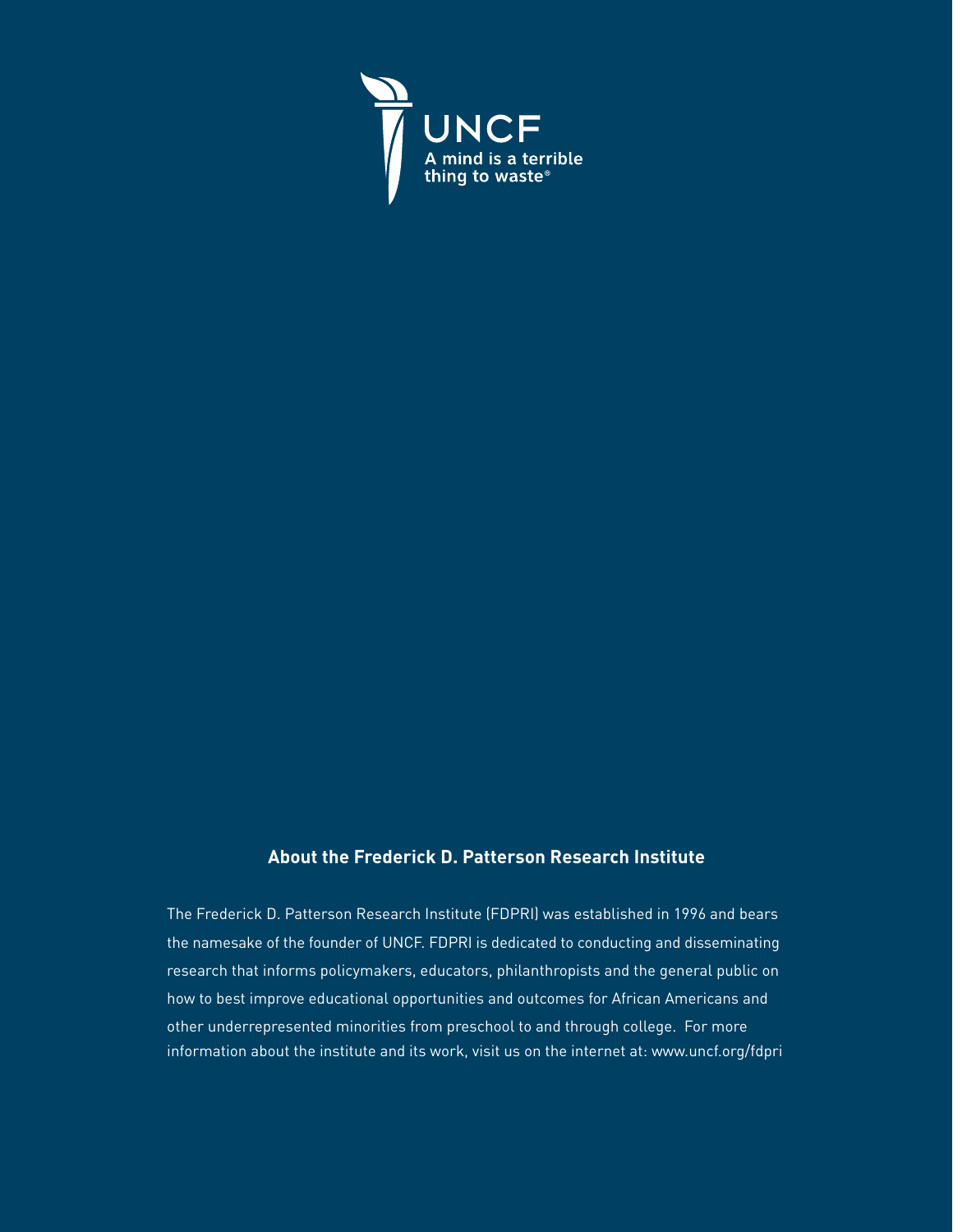UNCF

A mind is a terrible thing to waste®

## About the Frederick D. Patterson Research Institute

The Frederick D. Patterson Research Institute (FDPRI) was established in 1996 and bears the namesake of the founder of UNCF. FDPRI is dedicated to conducting and disseminating research that informs policymakers, educators, philanthropists and the general public on how to best improve educational opportunities and outcomes for African Americans and other underrepresented minorities from preschool to and through college. For more information about the institute and its work, visit us on the internet at: www.uncf.org/fdpri